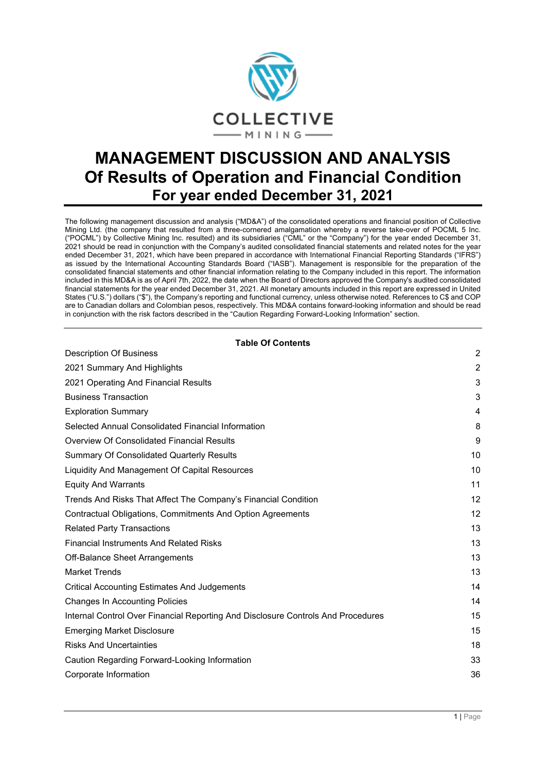COLLECTIVE

MINING

# MANAGEMENT DISCUSSION AND ANALYSIS
# Of Results of Operation and Financial Condition
## For year ended December 31, 2021

The following management discussion and analysis ("MD&A") of the consolidated operations and financial position of Collective Mining Ltd. (the company that resulted from a three-cornered amalgamation whereby a reverse take-over of POCML 5 Inc. ("POCML") by Collective Mining Inc. resulted) and its subsidiaries ("CML" or the "Company") for the year ended December 31, 2021 should be read in conjunction with the Company's audited consolidated financial statements and related notes for the year ended December 31, 2021, which have been prepared in accordance with International Financial Reporting Standards ("IFRS") as issued by the International Accounting Standards Board ("IASB"). Management is responsible for the preparation of the consolidated financial statements and other financial information relating to the Company included in this report. The information included in this MD&A is as of April 7th, 2022, the date when the Board of Directors approved the Company's audited consolidated financial statements for the year ended December 31, 2021. All monetary amounts included in this report are expressed in United States ("U.S.") dollars ("$"), the Company's reporting and functional currency, unless otherwise noted. References to C$ and COP are to Canadian dollars and Colombian pesos, respectively. This MD&A contains forward-looking information and should be read in conjunction with the risk factors described in the "Caution Regarding Forward-Looking Information" section.

**Table Of Contents**

| | |
|---|---|
| Description Of Business | 2 |
| 2021 Summary And Highlights | 2 |
| 2021 Operating And Financial Results | 3 |
| Business Transaction | 3 |
| Exploration Summary | 4 |
| Selected Annual Consolidated Financial Information | 8 |
| Overview Of Consolidated Financial Results | 9 |
| Summary Of Consolidated Quarterly Results | 10 |
| Liquidity And Management Of Capital Resources | 10 |
| Equity And Warrants | 11 |
| Trends And Risks That Affect The Company's Financial Condition | 12 |
| Contractual Obligations, Commitments And Option Agreements | 12 |
| Related Party Transactions | 13 |
| Financial Instruments And Related Risks | 13 |
| Off-Balance Sheet Arrangements | 13 |
| Market Trends | 13 |
| Critical Accounting Estimates And Judgements | 14 |
| Changes In Accounting Policies | 14 |
| Internal Control Over Financial Reporting And Disclosure Controls And Procedures | 15 |
| Emerging Market Disclosure | 15 |
| Risks And Uncertainties | 18 |
| Caution Regarding Forward-Looking Information | 33 |
| Corporate Information | 36 |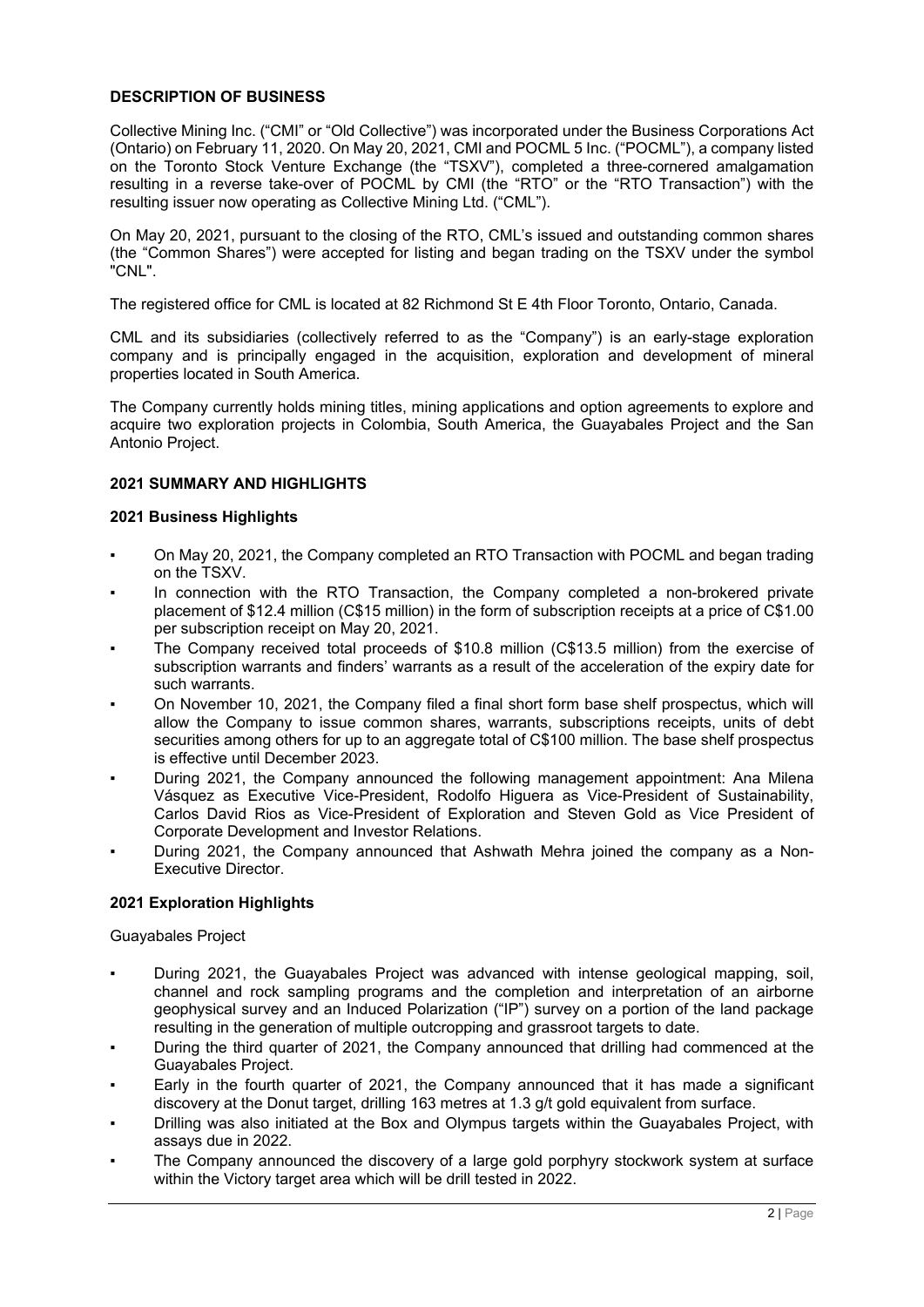## DESCRIPTION OF BUSINESS

Collective Mining Inc. ("CMI" or "Old Collective") was incorporated under the Business Corporations Act (Ontario) on February 11, 2020. On May 20, 2021, CMI and POCML 5 Inc. ("POCML"), a company listed on the Toronto Stock Venture Exchange (the "TSXV"), completed a three-cornered amalgamation resulting in a reverse take-over of POCML by CMI (the "RTO" or the "RTO Transaction") with the resulting issuer now operating as Collective Mining Ltd. ("CML").

On May 20, 2021, pursuant to the closing of the RTO, CML's issued and outstanding common shares (the "Common Shares") were accepted for listing and began trading on the TSXV under the symbol "CNL".

The registered office for CML is located at 82 Richmond St E 4th Floor Toronto, Ontario, Canada.

CML and its subsidiaries (collectively referred to as the "Company") is an early-stage exploration company and is principally engaged in the acquisition, exploration and development of mineral properties located in South America.

The Company currently holds mining titles, mining applications and option agreements to explore and acquire two exploration projects in Colombia, South America, the Guayabales Project and the San Antonio Project.

## 2021 SUMMARY AND HIGHLIGHTS

### 2021 Business Highlights

- On May 20, 2021, the Company completed an RTO Transaction with POCML and began trading on the TSXV.
- In connection with the RTO Transaction, the Company completed a non-brokered private placement of $12.4 million (C$15 million) in the form of subscription receipts at a price of C$1.00 per subscription receipt on May 20, 2021.
- The Company received total proceeds of $10.8 million (C$13.5 million) from the exercise of subscription warrants and finders' warrants as a result of the acceleration of the expiry date for such warrants.
- On November 10, 2021, the Company filed a final short form base shelf prospectus, which will allow the Company to issue common shares, warrants, subscriptions receipts, units of debt securities among others for up to an aggregate total of C$100 million. The base shelf prospectus is effective until December 2023.
- During 2021, the Company announced the following management appointment: Ana Milena Vásquez as Executive Vice-President, Rodolfo Higuera as Vice-President of Sustainability, Carlos David Rios as Vice-President of Exploration and Steven Gold as Vice President of Corporate Development and Investor Relations.
- During 2021, the Company announced that Ashwath Mehra joined the company as a Non-Executive Director.

### 2021 Exploration Highlights

Guayabales Project

- During 2021, the Guayabales Project was advanced with intense geological mapping, soil, channel and rock sampling programs and the completion and interpretation of an airborne geophysical survey and an Induced Polarization ("IP") survey on a portion of the land package resulting in the generation of multiple outcropping and grassroot targets to date.
- During the third quarter of 2021, the Company announced that drilling had commenced at the Guayabales Project.
- Early in the fourth quarter of 2021, the Company announced that it has made a significant discovery at the Donut target, drilling 163 metres at 1.3 g/t gold equivalent from surface.
- Drilling was also initiated at the Box and Olympus targets within the Guayabales Project, with assays due in 2022.
- The Company announced the discovery of a large gold porphyry stockwork system at surface within the Victory target area which will be drill tested in 2022.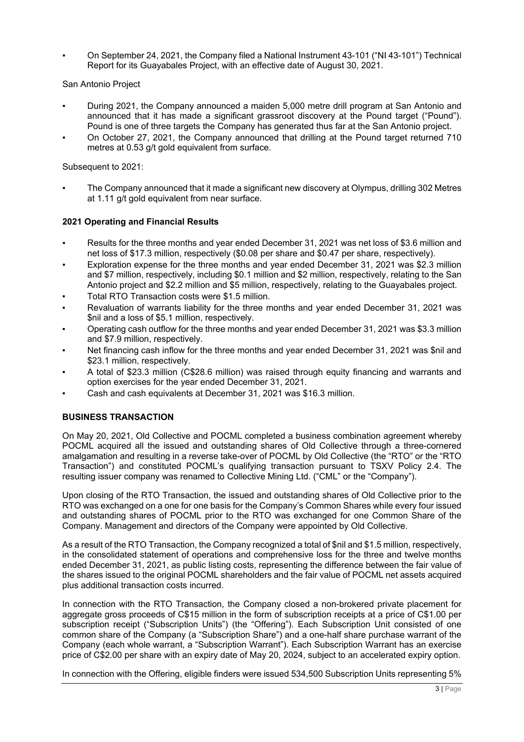- On September 24, 2021, the Company filed a National Instrument 43-101 ("NI 43-101") Technical Report for its Guayabales Project, with an effective date of August 30, 2021.

San Antonio Project

- During 2021, the Company announced a maiden 5,000 metre drill program at San Antonio and announced that it has made a significant grassroot discovery at the Pound target ("Pound"). Pound is one of three targets the Company has generated thus far at the San Antonio project.
- On October 27, 2021, the Company announced that drilling at the Pound target returned 710 metres at 0.53 g/t gold equivalent from surface.

Subsequent to 2021:

- The Company announced that it made a significant new discovery at Olympus, drilling 302 Metres at 1.11 g/t gold equivalent from near surface.

**2021 Operating and Financial Results**

- Results for the three months and year ended December 31, 2021 was net loss of $3.6 million and net loss of $17.3 million, respectively ($0.08 per share and $0.47 per share, respectively).
- Exploration expense for the three months and year ended December 31, 2021 was $2.3 million and $7 million, respectively, including $0.1 million and $2 million, respectively, relating to the San Antonio project and $2.2 million and $5 million, respectively, relating to the Guayabales project.
- Total RTO Transaction costs were $1.5 million.
- Revaluation of warrants liability for the three months and year ended December 31, 2021 was $nil and a loss of $5.1 million, respectively.
- Operating cash outflow for the three months and year ended December 31, 2021 was $3.3 million and $7.9 million, respectively.
- Net financing cash inflow for the three months and year ended December 31, 2021 was $nil and $23.1 million, respectively.
- A total of $23.3 million (C$28.6 million) was raised through equity financing and warrants and option exercises for the year ended December 31, 2021.
- Cash and cash equivalents at December 31, 2021 was $16.3 million.

## BUSINESS TRANSACTION

On May 20, 2021, Old Collective and POCML completed a business combination agreement whereby POCML acquired all the issued and outstanding shares of Old Collective through a three-cornered amalgamation and resulting in a reverse take-over of POCML by Old Collective (the "RTO" or the "RTO Transaction") and constituted POCML's qualifying transaction pursuant to TSXV Policy 2.4. The resulting issuer company was renamed to Collective Mining Ltd. ("CML" or the "Company").

Upon closing of the RTO Transaction, the issued and outstanding shares of Old Collective prior to the RTO was exchanged on a one for one basis for the Company's Common Shares while every four issued and outstanding shares of POCML prior to the RTO was exchanged for one Common Share of the Company. Management and directors of the Company were appointed by Old Collective.

As a result of the RTO Transaction, the Company recognized a total of $nil and $1.5 million, respectively, in the consolidated statement of operations and comprehensive loss for the three and twelve months ended December 31, 2021, as public listing costs, representing the difference between the fair value of the shares issued to the original POCML shareholders and the fair value of POCML net assets acquired plus additional transaction costs incurred.

In connection with the RTO Transaction, the Company closed a non-brokered private placement for aggregate gross proceeds of C$15 million in the form of subscription receipts at a price of C$1.00 per subscription receipt ("Subscription Units") (the "Offering"). Each Subscription Unit consisted of one common share of the Company (a "Subscription Share") and a one-half share purchase warrant of the Company (each whole warrant, a "Subscription Warrant"). Each Subscription Warrant has an exercise price of C$2.00 per share with an expiry date of May 20, 2024, subject to an accelerated expiry option.

In connection with the Offering, eligible finders were issued 534,500 Subscription Units representing 5%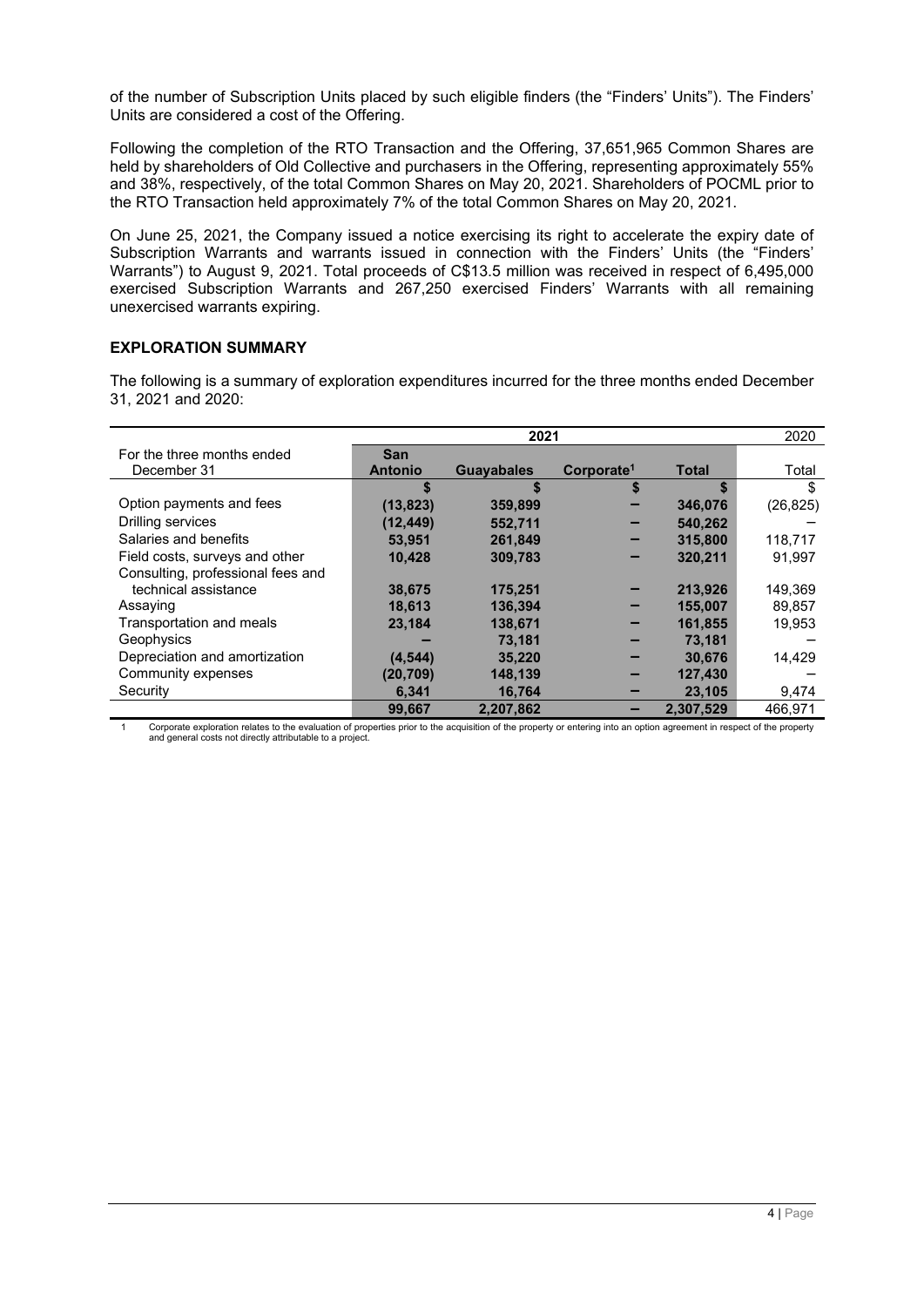of the number of Subscription Units placed by such eligible finders (the "Finders' Units"). The Finders' Units are considered a cost of the Offering.

Following the completion of the RTO Transaction and the Offering, 37,651,965 Common Shares are held by shareholders of Old Collective and purchasers in the Offering, representing approximately 55% and 38%, respectively, of the total Common Shares on May 20, 2021. Shareholders of POCML prior to the RTO Transaction held approximately 7% of the total Common Shares on May 20, 2021.

On June 25, 2021, the Company issued a notice exercising its right to accelerate the expiry date of Subscription Warrants and warrants issued in connection with the Finders' Units (the "Finders' Warrants") to August 9, 2021. Total proceeds of C$13.5 million was received in respect of 6,495,000 exercised Subscription Warrants and 267,250 exercised Finders' Warrants with all remaining unexercised warrants expiring.

## EXPLORATION SUMMARY

The following is a summary of exploration expenditures incurred for the three months ended December 31, 2021 and 2020:

| | **2021** | | | | 2020 |
|---|---|---|---|---|---|
| For the three months ended December 31 | **San Antonio** | **Guayabales** | **Corporate[1]** | **Total** | Total |
| | **$** | **$** | **$** | **$** | $ |
| Option payments and fees | **(13,823)** | **359,899** | **–** | **346,076** | (26,825) |
| Drilling services | **(12,449)** | **552,711** | **–** | **540,262** | – |
| Salaries and benefits | **53,951** | **261,849** | **–** | **315,800** | 118,717 |
| Field costs, surveys and other | **10,428** | **309,783** | **–** | **320,211** | 91,997 |
| Consulting, professional fees and technical assistance | **38,675** | **175,251** | **–** | **213,926** | 149,369 |
| Assaying | **18,613** | **136,394** | **–** | **155,007** | 89,857 |
| Transportation and meals | **23,184** | **138,671** | **–** | **161,855** | 19,953 |
| Geophysics | **–** | **73,181** | **–** | **73,181** | – |
| Depreciation and amortization | **(4,544)** | **35,220** | **–** | **30,676** | 14,429 |
| Community expenses | **(20,709)** | **148,139** | **–** | **127,430** | – |
| Security | **6,341** | **16,764** | **–** | **23,105** | 9,474 |
| | **99,667** | **2,207,862** | **–** | **2,307,529** | 466,971 |

1 Corporate exploration relates to the evaluation of properties prior to the acquisition of the property or entering into an option agreement in respect of the property and general costs not directly attributable to a project.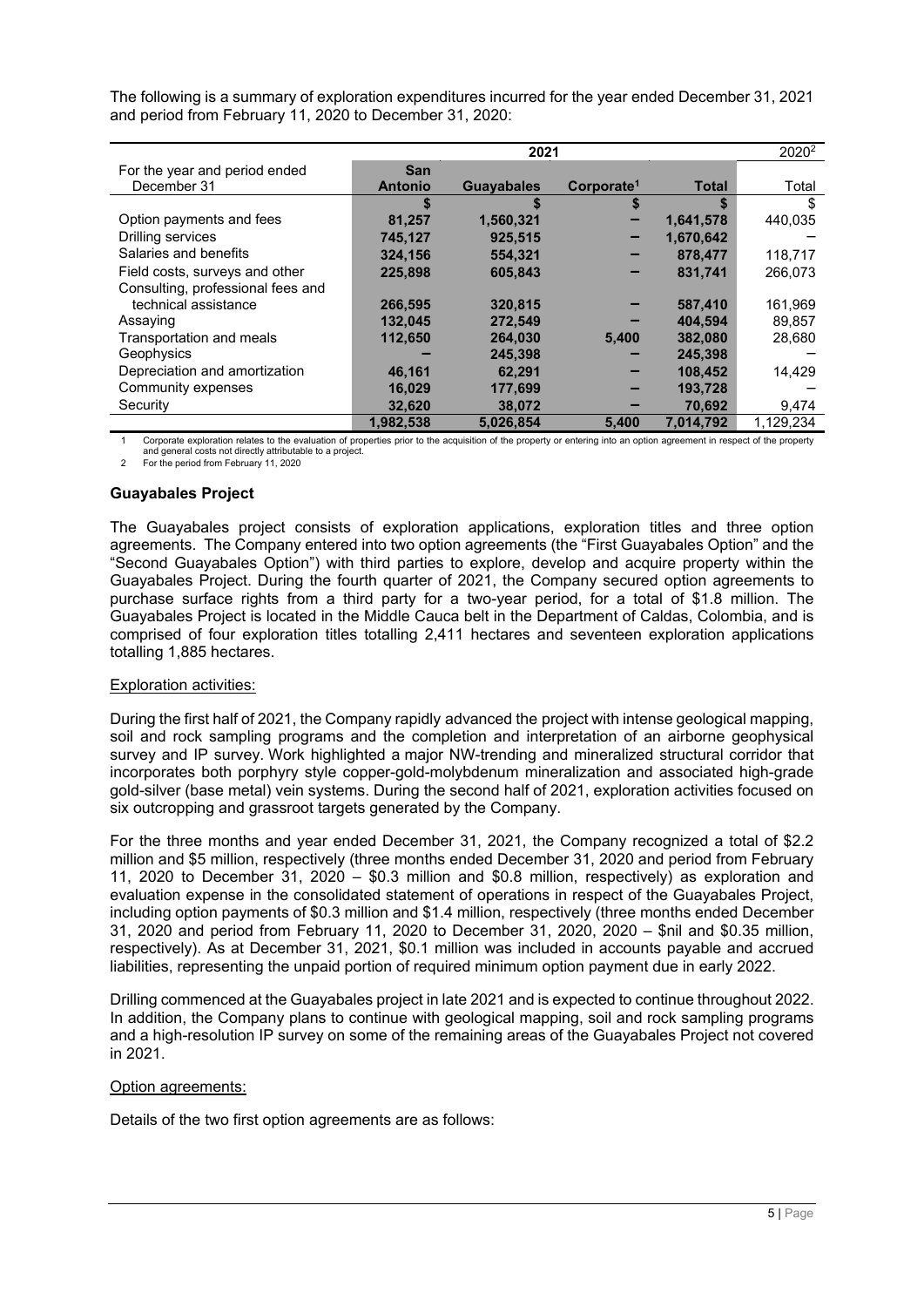The following is a summary of exploration expenditures incurred for the year ended December 31, 2021 and period from February 11, 2020 to December 31, 2020:

| For the year and period ended December 31 | 2021 | | | | 2020[2] |
|---|---|---|---|---|---|
| | San Antonio | Guayabales | Corporate[1] | Total | Total |
| | $ | $ | $ | $ | $ |
| Option payments and fees | 81,257 | 1,560,321 | – | 1,641,578 | 440,035 |
| Drilling services | 745,127 | 925,515 | – | 1,670,642 | – |
| Salaries and benefits | 324,156 | 554,321 | – | 878,477 | 118,717 |
| Field costs, surveys and other | 225,898 | 605,843 | – | 831,741 | 266,073 |
| Consulting, professional fees and technical assistance | 266,595 | 320,815 | – | 587,410 | 161,969 |
| Assaying | 132,045 | 272,549 | – | 404,594 | 89,857 |
| Transportation and meals | 112,650 | 264,030 | 5,400 | 382,080 | 28,680 |
| Geophysics | – | 245,398 | – | 245,398 | – |
| Depreciation and amortization | 46,161 | 62,291 | – | 108,452 | 14,429 |
| Community expenses | 16,029 | 177,699 | – | 193,728 | – |
| Security | 32,620 | 38,072 | – | 70,692 | 9,474 |
| | 1,982,538 | 5,026,854 | 5,400 | 7,014,792 | 1,129,234 |

1 Corporate exploration relates to the evaluation of properties prior to the acquisition of the property or entering into an option agreement in respect of the property and general costs not directly attributable to a project.
2 For the period from February 11, 2020

### Guayabales Project

The Guayabales project consists of exploration applications, exploration titles and three option agreements. The Company entered into two option agreements (the "First Guayabales Option" and the "Second Guayabales Option") with third parties to explore, develop and acquire property within the Guayabales Project. During the fourth quarter of 2021, the Company secured option agreements to purchase surface rights from a third party for a two-year period, for a total of $1.8 million. The Guayabales Project is located in the Middle Cauca belt in the Department of Caldas, Colombia, and is comprised of four exploration titles totalling 2,411 hectares and seventeen exploration applications totalling 1,885 hectares.

Exploration activities:

During the first half of 2021, the Company rapidly advanced the project with intense geological mapping, soil and rock sampling programs and the completion and interpretation of an airborne geophysical survey and IP survey. Work highlighted a major NW-trending and mineralized structural corridor that incorporates both porphyry style copper-gold-molybdenum mineralization and associated high-grade gold-silver (base metal) vein systems. During the second half of 2021, exploration activities focused on six outcropping and grassroot targets generated by the Company.

For the three months and year ended December 31, 2021, the Company recognized a total of $2.2 million and $5 million, respectively (three months ended December 31, 2020 and period from February 11, 2020 to December 31, 2020 – $0.3 million and $0.8 million, respectively) as exploration and evaluation expense in the consolidated statement of operations in respect of the Guayabales Project, including option payments of $0.3 million and $1.4 million, respectively (three months ended December 31, 2020 and period from February 11, 2020 to December 31, 2020, 2020 – $nil and $0.35 million, respectively). As at December 31, 2021, $0.1 million was included in accounts payable and accrued liabilities, representing the unpaid portion of required minimum option payment due in early 2022.

Drilling commenced at the Guayabales project in late 2021 and is expected to continue throughout 2022. In addition, the Company plans to continue with geological mapping, soil and rock sampling programs and a high-resolution IP survey on some of the remaining areas of the Guayabales Project not covered in 2021.

Option agreements:

Details of the two first option agreements are as follows: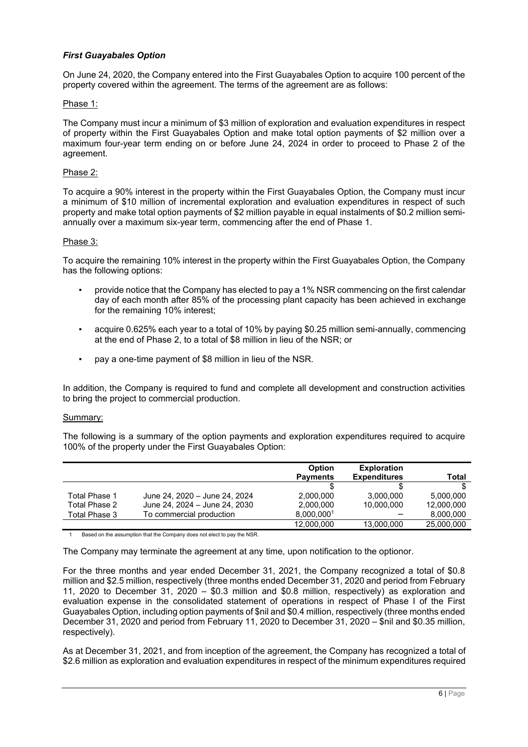### *First Guayabales Option*

On June 24, 2020, the Company entered into the First Guayabales Option to acquire 100 percent of the property covered within the agreement. The terms of the agreement are as follows:

Phase 1:

The Company must incur a minimum of \$3 million of exploration and evaluation expenditures in respect of property within the First Guayabales Option and make total option payments of \$2 million over a maximum four-year term ending on or before June 24, 2024 in order to proceed to Phase 2 of the agreement.

Phase 2:

To acquire a 90% interest in the property within the First Guayabales Option, the Company must incur a minimum of \$10 million of incremental exploration and evaluation expenditures in respect of such property and make total option payments of \$2 million payable in equal instalments of \$0.2 million semi-annually over a maximum six-year term, commencing after the end of Phase 1.

Phase 3:

To acquire the remaining 10% interest in the property within the First Guayabales Option, the Company has the following options:

- provide notice that the Company has elected to pay a 1% NSR commencing on the first calendar day of each month after 85% of the processing plant capacity has been achieved in exchange for the remaining 10% interest;
- acquire 0.625% each year to a total of 10% by paying \$0.25 million semi-annually, commencing at the end of Phase 2, to a total of \$8 million in lieu of the NSR; or
- pay a one-time payment of \$8 million in lieu of the NSR.

In addition, the Company is required to fund and complete all development and construction activities to bring the project to commercial production.

Summary:

The following is a summary of the option payments and exploration expenditures required to acquire 100% of the property under the First Guayabales Option:

| | | Option Payments | Exploration Expenditures | Total |
|---|---|---|---|---|
| | | \$ | \$ | \$ |
| Total Phase 1 | June 24, 2020 – June 24, 2024 | 2,000,000 | 3,000,000 | 5,000,000 |
| Total Phase 2 | June 24, 2024 – June 24, 2030 | 2,000,000 | 10,000,000 | 12,000,000 |
| Total Phase 3 | To commercial production | 8,000,000[1] | – | 8,000,000 |
| | | 12,000,000 | 13,000,000 | 25,000,000 |

1 Based on the assumption that the Company does not elect to pay the NSR.

The Company may terminate the agreement at any time, upon notification to the optionor.

For the three months and year ended December 31, 2021, the Company recognized a total of \$0.8 million and \$2.5 million, respectively (three months ended December 31, 2020 and period from February 11, 2020 to December 31, 2020 – \$0.3 million and \$0.8 million, respectively) as exploration and evaluation expense in the consolidated statement of operations in respect of Phase I of the First Guayabales Option, including option payments of \$nil and \$0.4 million, respectively (three months ended December 31, 2020 and period from February 11, 2020 to December 31, 2020 – \$nil and \$0.35 million, respectively).

As at December 31, 2021, and from inception of the agreement, the Company has recognized a total of \$2.6 million as exploration and evaluation expenditures in respect of the minimum expenditures required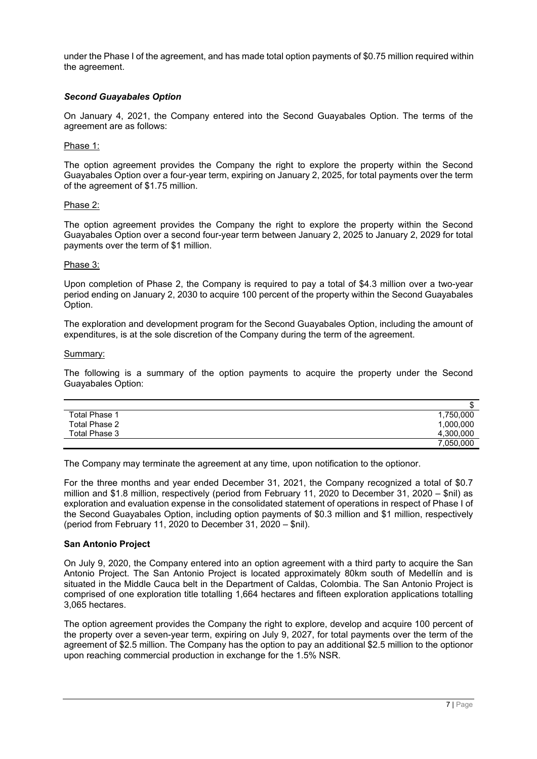under the Phase I of the agreement, and has made total option payments of $0.75 million required within the agreement.

### *Second Guayabales Option*

On January 4, 2021, the Company entered into the Second Guayabales Option. The terms of the agreement are as follows:

Phase 1:

The option agreement provides the Company the right to explore the property within the Second Guayabales Option over a four-year term, expiring on January 2, 2025, for total payments over the term of the agreement of $1.75 million.

Phase 2:

The option agreement provides the Company the right to explore the property within the Second Guayabales Option over a second four-year term between January 2, 2025 to January 2, 2029 for total payments over the term of $1 million.

Phase 3:

Upon completion of Phase 2, the Company is required to pay a total of $4.3 million over a two-year period ending on January 2, 2030 to acquire 100 percent of the property within the Second Guayabales Option.

The exploration and development program for the Second Guayabales Option, including the amount of expenditures, is at the sole discretion of the Company during the term of the agreement.

Summary:

The following is a summary of the option payments to acquire the property under the Second Guayabales Option:

| | $ |
|---|---|
| Total Phase 1 | 1,750,000 |
| Total Phase 2 | 1,000,000 |
| Total Phase 3 | 4,300,000 |
| | 7,050,000 |

The Company may terminate the agreement at any time, upon notification to the optionor.

For the three months and year ended December 31, 2021, the Company recognized a total of $0.7 million and $1.8 million, respectively (period from February 11, 2020 to December 31, 2020 – $nil) as exploration and evaluation expense in the consolidated statement of operations in respect of Phase I of the Second Guayabales Option, including option payments of $0.3 million and $1 million, respectively (period from February 11, 2020 to December 31, 2020 – $nil).

### San Antonio Project

On July 9, 2020, the Company entered into an option agreement with a third party to acquire the San Antonio Project. The San Antonio Project is located approximately 80km south of Medellín and is situated in the Middle Cauca belt in the Department of Caldas, Colombia. The San Antonio Project is comprised of one exploration title totalling 1,664 hectares and fifteen exploration applications totalling 3,065 hectares.

The option agreement provides the Company the right to explore, develop and acquire 100 percent of the property over a seven-year term, expiring on July 9, 2027, for total payments over the term of the agreement of $2.5 million. The Company has the option to pay an additional $2.5 million to the optionor upon reaching commercial production in exchange for the 1.5% NSR.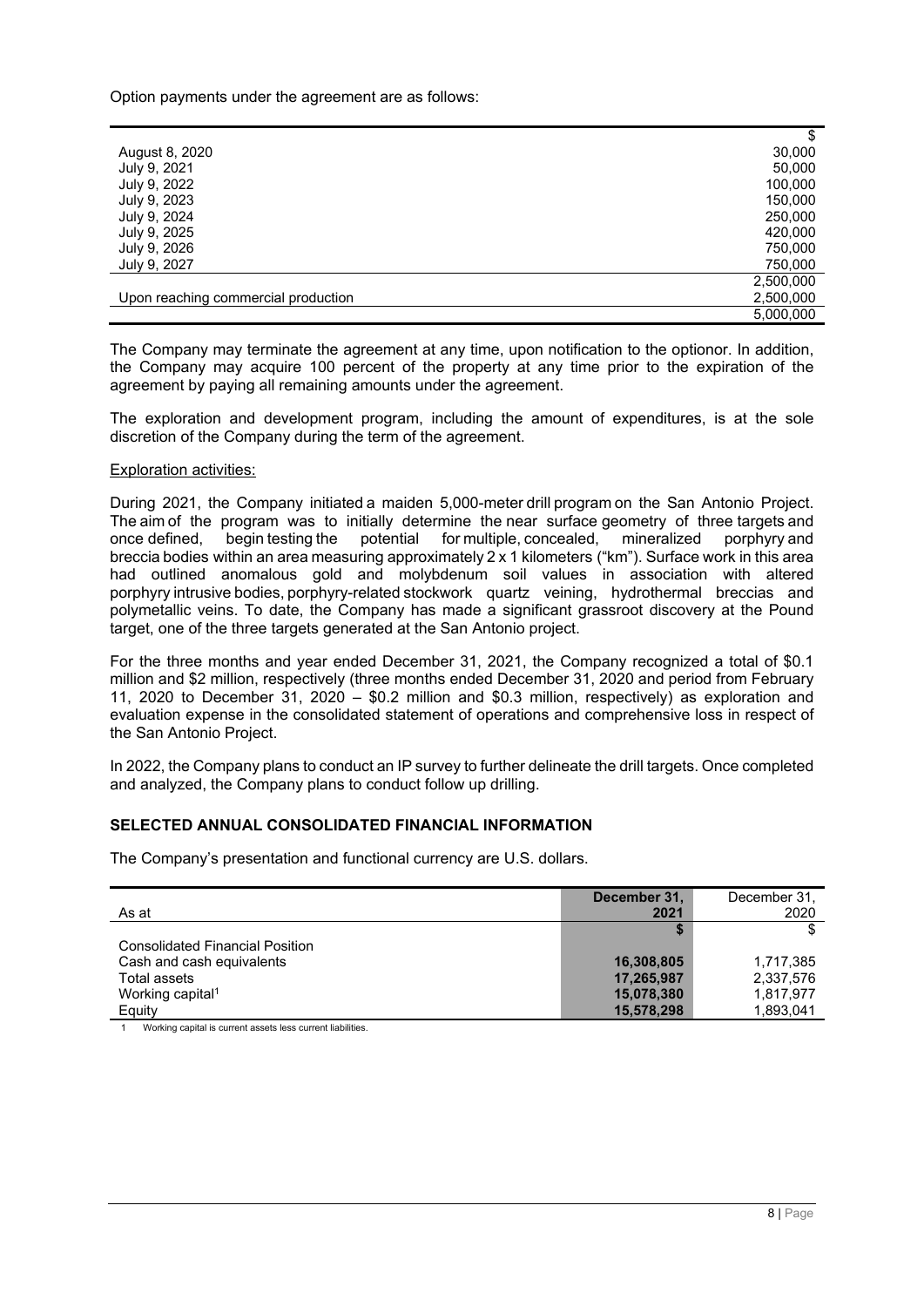Option payments under the agreement are as follows:

| | $ |
|---|---|
| August 8, 2020 | 30,000 |
| July 9, 2021 | 50,000 |
| July 9, 2022 | 100,000 |
| July 9, 2023 | 150,000 |
| July 9, 2024 | 250,000 |
| July 9, 2025 | 420,000 |
| July 9, 2026 | 750,000 |
| July 9, 2027 | 750,000 |
| | 2,500,000 |
| Upon reaching commercial production | 2,500,000 |
| | 5,000,000 |

The Company may terminate the agreement at any time, upon notification to the optionor. In addition, the Company may acquire 100 percent of the property at any time prior to the expiration of the agreement by paying all remaining amounts under the agreement.

The exploration and development program, including the amount of expenditures, is at the sole discretion of the Company during the term of the agreement.

Exploration activities:

During 2021, the Company initiated a maiden 5,000-meter drill program on the San Antonio Project. The aim of the program was to initially determine the near surface geometry of three targets and once defined, begin testing the potential for multiple, concealed, mineralized porphyry and breccia bodies within an area measuring approximately 2 x 1 kilometers ("km"). Surface work in this area had outlined anomalous gold and molybdenum soil values in association with altered porphyry intrusive bodies, porphyry-related stockwork quartz veining, hydrothermal breccias and polymetallic veins. To date, the Company has made a significant grassroot discovery at the Pound target, one of the three targets generated at the San Antonio project.

For the three months and year ended December 31, 2021, the Company recognized a total of $0.1 million and $2 million, respectively (three months ended December 31, 2020 and period from February 11, 2020 to December 31, 2020 – $0.2 million and $0.3 million, respectively) as exploration and evaluation expense in the consolidated statement of operations and comprehensive loss in respect of the San Antonio Project.

In 2022, the Company plans to conduct an IP survey to further delineate the drill targets. Once completed and analyzed, the Company plans to conduct follow up drilling.

## SELECTED ANNUAL CONSOLIDATED FINANCIAL INFORMATION

The Company's presentation and functional currency are U.S. dollars.

| As at | **December 31, 2021** | December 31, 2020 |
|---|---|---|
| | **$** | $ |
| Consolidated Financial Position | | |
| Cash and cash equivalents | **16,308,805** | 1,717,385 |
| Total assets | **17,265,987** | 2,337,576 |
| Working capital[1] | **15,078,380** | 1,817,977 |
| Equity | **15,578,298** | 1,893,041 |

1 Working capital is current assets less current liabilities.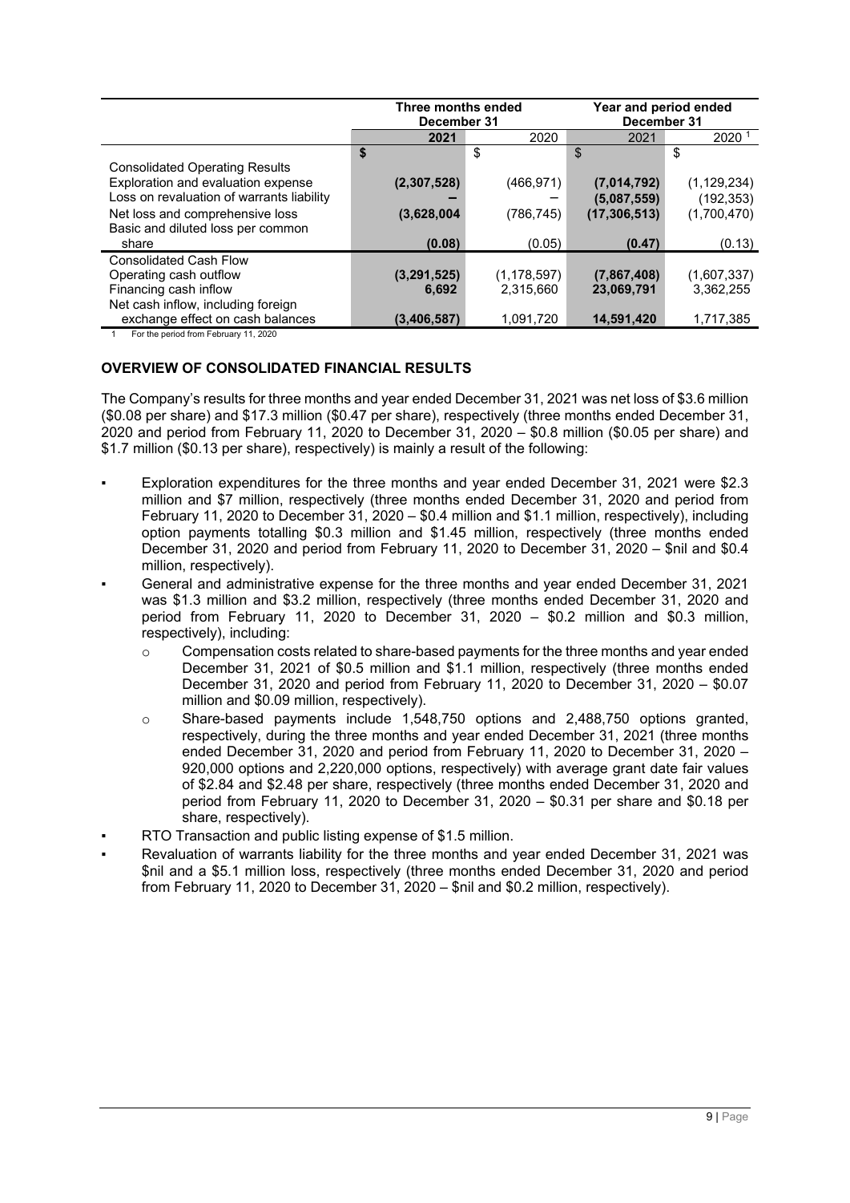| | Three months ended December 31 | | Year and period ended December 31 | |
|---|---|---|---|---|
| | **2021** | 2020 | 2021 | 2020 [1] |
| | **$** | $ | $ | $ |
| Consolidated Operating Results | | | | |
| Exploration and evaluation expense | **(2,307,528)** | (466,971) | **(7,014,792)** | (1,129,234) |
| Loss on revaluation of warrants liability | **–** | – | **(5,087,559)** | (192,353) |
| Net loss and comprehensive loss | **(3,628,004** | (786,745) | **(17,306,513)** | (1,700,470) |
| Basic and diluted loss per common share | **(0.08)** | (0.05) | **(0.47)** | (0.13) |
| Consolidated Cash Flow | | | | |
| Operating cash outflow | **(3,291,525)** | (1,178,597) | **(7,867,408)** | (1,607,337) |
| Financing cash inflow | **6,692** | 2,315,660 | **23,069,791** | 3,362,255 |
| Net cash inflow, including foreign exchange effect on cash balances | **(3,406,587)** | 1,091,720 | **14,591,420** | 1,717,385 |

1 For the period from February 11, 2020

## OVERVIEW OF CONSOLIDATED FINANCIAL RESULTS

The Company's results for three months and year ended December 31, 2021 was net loss of $3.6 million ($0.08 per share) and $17.3 million ($0.47 per share), respectively (three months ended December 31, 2020 and period from February 11, 2020 to December 31, 2020 – $0.8 million ($0.05 per share) and $1.7 million ($0.13 per share), respectively) is mainly a result of the following:

- Exploration expenditures for the three months and year ended December 31, 2021 were $2.3 million and $7 million, respectively (three months ended December 31, 2020 and period from February 11, 2020 to December 31, 2020 – $0.4 million and $1.1 million, respectively), including option payments totalling $0.3 million and $1.45 million, respectively (three months ended December 31, 2020 and period from February 11, 2020 to December 31, 2020 – $nil and $0.4 million, respectively).
- General and administrative expense for the three months and year ended December 31, 2021 was $1.3 million and $3.2 million, respectively (three months ended December 31, 2020 and period from February 11, 2020 to December 31, 2020 – $0.2 million and $0.3 million, respectively), including:
  - Compensation costs related to share-based payments for the three months and year ended December 31, 2021 of $0.5 million and $1.1 million, respectively (three months ended December 31, 2020 and period from February 11, 2020 to December 31, 2020 – $0.07 million and $0.09 million, respectively).
  - Share-based payments include 1,548,750 options and 2,488,750 options granted, respectively, during the three months and year ended December 31, 2021 (three months ended December 31, 2020 and period from February 11, 2020 to December 31, 2020 – 920,000 options and 2,220,000 options, respectively) with average grant date fair values of $2.84 and $2.48 per share, respectively (three months ended December 31, 2020 and period from February 11, 2020 to December 31, 2020 – $0.31 per share and $0.18 per share, respectively).
- RTO Transaction and public listing expense of $1.5 million.
- Revaluation of warrants liability for the three months and year ended December 31, 2021 was $nil and a $5.1 million loss, respectively (three months ended December 31, 2020 and period from February 11, 2020 to December 31, 2020 – $nil and $0.2 million, respectively).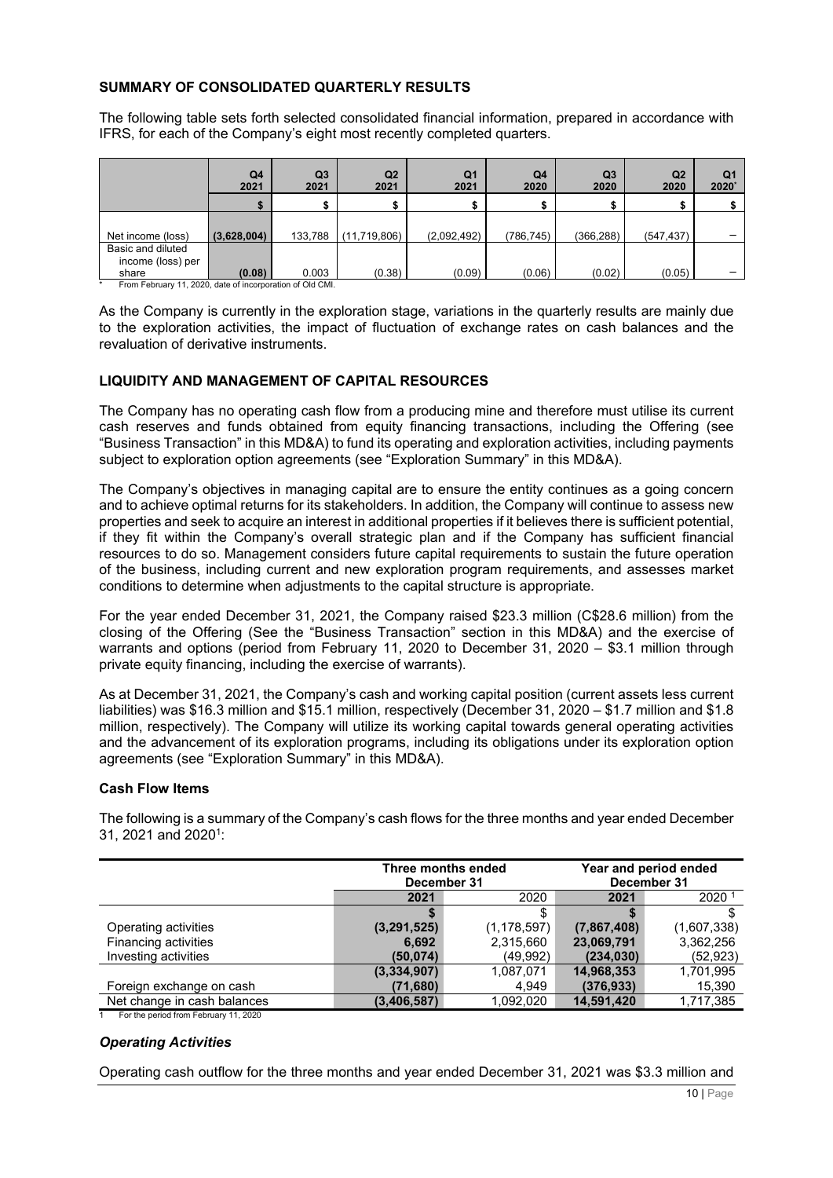**SUMMARY OF CONSOLIDATED QUARTERLY RESULTS**

The following table sets forth selected consolidated financial information, prepared in accordance with IFRS, for each of the Company's eight most recently completed quarters.

| | Q4 2021 | Q3 2021 | Q2 2021 | Q1 2021 | Q4 2020 | Q3 2020 | Q2 2020 | Q1 2020* |
|---|---|---|---|---|---|---|---|---|
| | **$** | $ | $ | $ | $ | $ | $ | $ |
| Net income (loss) | **(3,628,004)** | 133,788 | (11,719,806) | (2,092,492) | (786,745) | (366,288) | (547,437) | – |
| Basic and diluted income (loss) per share | **(0.08)** | 0.003 | (0.38) | (0.09) | (0.06) | (0.02) | (0.05) | – |

\* From February 11, 2020, date of incorporation of Old CMI.

As the Company is currently in the exploration stage, variations in the quarterly results are mainly due to the exploration activities, the impact of fluctuation of exchange rates on cash balances and the revaluation of derivative instruments.

**LIQUIDITY AND MANAGEMENT OF CAPITAL RESOURCES**

The Company has no operating cash flow from a producing mine and therefore must utilise its current cash reserves and funds obtained from equity financing transactions, including the Offering (see "Business Transaction" in this MD&A) to fund its operating and exploration activities, including payments subject to exploration option agreements (see "Exploration Summary" in this MD&A).

The Company's objectives in managing capital are to ensure the entity continues as a going concern and to achieve optimal returns for its stakeholders. In addition, the Company will continue to assess new properties and seek to acquire an interest in additional properties if it believes there is sufficient potential, if they fit within the Company's overall strategic plan and if the Company has sufficient financial resources to do so. Management considers future capital requirements to sustain the future operation of the business, including current and new exploration program requirements, and assesses market conditions to determine when adjustments to the capital structure is appropriate.

For the year ended December 31, 2021, the Company raised $23.3 million (C$28.6 million) from the closing of the Offering (See the "Business Transaction" section in this MD&A) and the exercise of warrants and options (period from February 11, 2020 to December 31, 2020 – $3.1 million through private equity financing, including the exercise of warrants).

As at December 31, 2021, the Company's cash and working capital position (current assets less current liabilities) was $16.3 million and $15.1 million, respectively (December 31, 2020 – $1.7 million and $1.8 million, respectively). The Company will utilize its working capital towards general operating activities and the advancement of its exploration programs, including its obligations under its exploration option agreements (see "Exploration Summary" in this MD&A).

**Cash Flow Items**

The following is a summary of the Company's cash flows for the three months and year ended December 31, 2021 and 2020[1]:

| | Three months ended December 31 | | Year and period ended December 31 | |
|---|---|---|---|---|
| | **2021** | 2020 | **2021** | 2020 [1] |
| | **$** | $ | **$** | $ |
| Operating activities | **(3,291,525)** | (1,178,597) | **(7,867,408)** | (1,607,338) |
| Financing activities | **6,692** | 2,315,660 | **23,069,791** | 3,362,256 |
| Investing activities | **(50,074)** | (49,992) | **(234,030)** | (52,923) |
| | **(3,334,907)** | 1,087,071 | **14,968,353** | 1,701,995 |
| Foreign exchange on cash | **(71,680)** | 4,949 | **(376,933)** | 15,390 |
| Net change in cash balances | **(3,406,587)** | 1,092,020 | **14,591,420** | 1,717,385 |

1 For the period from February 11, 2020

***Operating Activities***

Operating cash outflow for the three months and year ended December 31, 2021 was $3.3 million and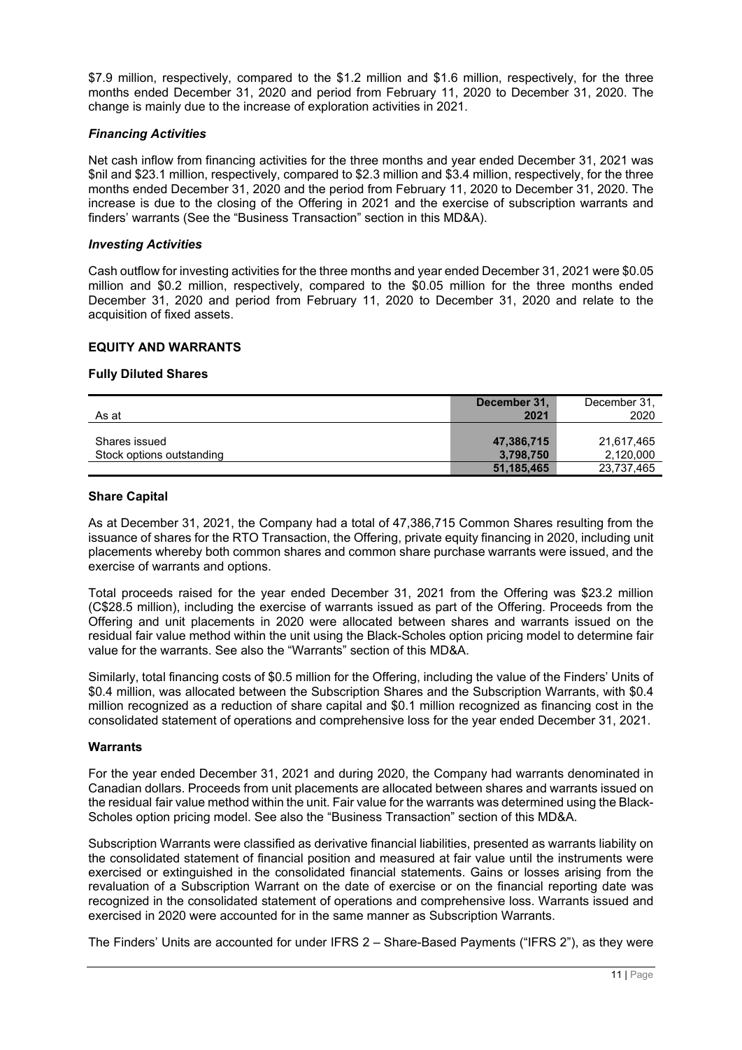$7.9 million, respectively, compared to the $1.2 million and $1.6 million, respectively, for the three months ended December 31, 2020 and period from February 11, 2020 to December 31, 2020. The change is mainly due to the increase of exploration activities in 2021.

### *Financing Activities*

Net cash inflow from financing activities for the three months and year ended December 31, 2021 was $nil and $23.1 million, respectively, compared to $2.3 million and $3.4 million, respectively, for the three months ended December 31, 2020 and the period from February 11, 2020 to December 31, 2020. The increase is due to the closing of the Offering in 2021 and the exercise of subscription warrants and finders' warrants (See the "Business Transaction" section in this MD&A).

### *Investing Activities*

Cash outflow for investing activities for the three months and year ended December 31, 2021 were $0.05 million and $0.2 million, respectively, compared to the $0.05 million for the three months ended December 31, 2020 and period from February 11, 2020 to December 31, 2020 and relate to the acquisition of fixed assets.

## EQUITY AND WARRANTS

### Fully Diluted Shares

| As at | **December 31, 2021** | December 31, 2020 |
|---|---|---|
| Shares issued | **47,386,715** | 21,617,465 |
| Stock options outstanding | **3,798,750** | 2,120,000 |
| | **51,185,465** | 23,737,465 |

### Share Capital

As at December 31, 2021, the Company had a total of 47,386,715 Common Shares resulting from the issuance of shares for the RTO Transaction, the Offering, private equity financing in 2020, including unit placements whereby both common shares and common share purchase warrants were issued, and the exercise of warrants and options.

Total proceeds raised for the year ended December 31, 2021 from the Offering was $23.2 million (C$28.5 million), including the exercise of warrants issued as part of the Offering. Proceeds from the Offering and unit placements in 2020 were allocated between shares and warrants issued on the residual fair value method within the unit using the Black-Scholes option pricing model to determine fair value for the warrants. See also the "Warrants" section of this MD&A.

Similarly, total financing costs of $0.5 million for the Offering, including the value of the Finders' Units of $0.4 million, was allocated between the Subscription Shares and the Subscription Warrants, with $0.4 million recognized as a reduction of share capital and $0.1 million recognized as financing cost in the consolidated statement of operations and comprehensive loss for the year ended December 31, 2021.

### Warrants

For the year ended December 31, 2021 and during 2020, the Company had warrants denominated in Canadian dollars. Proceeds from unit placements are allocated between shares and warrants issued on the residual fair value method within the unit. Fair value for the warrants was determined using the Black-Scholes option pricing model. See also the "Business Transaction" section of this MD&A.

Subscription Warrants were classified as derivative financial liabilities, presented as warrants liability on the consolidated statement of financial position and measured at fair value until the instruments were exercised or extinguished in the consolidated financial statements. Gains or losses arising from the revaluation of a Subscription Warrant on the date of exercise or on the financial reporting date was recognized in the consolidated statement of operations and comprehensive loss. Warrants issued and exercised in 2020 were accounted for in the same manner as Subscription Warrants.

The Finders' Units are accounted for under IFRS 2 – Share-Based Payments ("IFRS 2"), as they were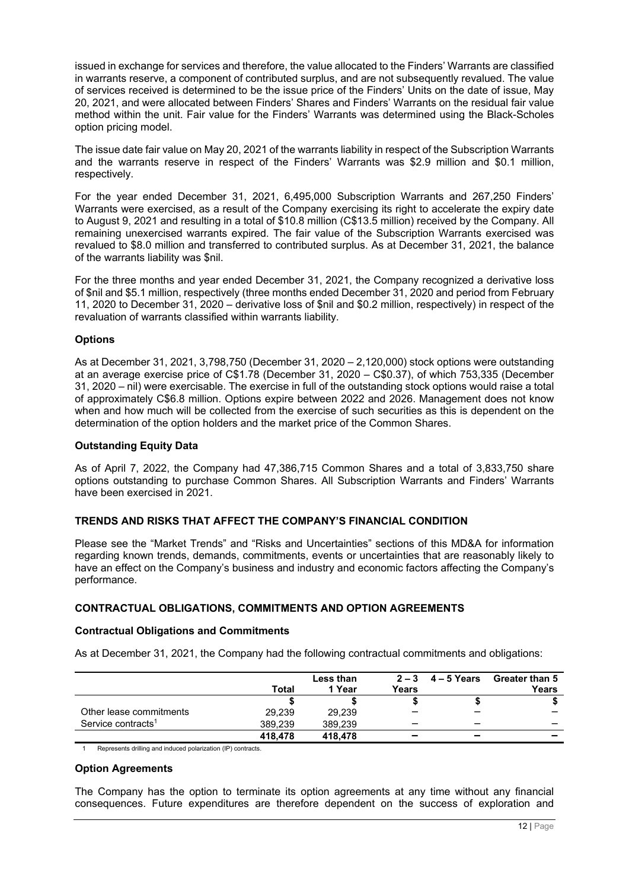issued in exchange for services and therefore, the value allocated to the Finders' Warrants are classified in warrants reserve, a component of contributed surplus, and are not subsequently revalued. The value of services received is determined to be the issue price of the Finders' Units on the date of issue, May 20, 2021, and were allocated between Finders' Shares and Finders' Warrants on the residual fair value method within the unit. Fair value for the Finders' Warrants was determined using the Black-Scholes option pricing model.

The issue date fair value on May 20, 2021 of the warrants liability in respect of the Subscription Warrants and the warrants reserve in respect of the Finders' Warrants was $2.9 million and $0.1 million, respectively.

For the year ended December 31, 2021, 6,495,000 Subscription Warrants and 267,250 Finders' Warrants were exercised, as a result of the Company exercising its right to accelerate the expiry date to August 9, 2021 and resulting in a total of $10.8 million (C$13.5 million) received by the Company. All remaining unexercised warrants expired. The fair value of the Subscription Warrants exercised was revalued to $8.0 million and transferred to contributed surplus. As at December 31, 2021, the balance of the warrants liability was $nil.

For the three months and year ended December 31, 2021, the Company recognized a derivative loss of $nil and $5.1 million, respectively (three months ended December 31, 2020 and period from February 11, 2020 to December 31, 2020 – derivative loss of $nil and $0.2 million, respectively) in respect of the revaluation of warrants classified within warrants liability.

### Options

As at December 31, 2021, 3,798,750 (December 31, 2020 – 2,120,000) stock options were outstanding at an average exercise price of C$1.78 (December 31, 2020 – C$0.37), of which 753,335 (December 31, 2020 – nil) were exercisable. The exercise in full of the outstanding stock options would raise a total of approximately C$6.8 million. Options expire between 2022 and 2026. Management does not know when and how much will be collected from the exercise of such securities as this is dependent on the determination of the option holders and the market price of the Common Shares.

### Outstanding Equity Data

As of April 7, 2022, the Company had 47,386,715 Common Shares and a total of 3,833,750 share options outstanding to purchase Common Shares. All Subscription Warrants and Finders' Warrants have been exercised in 2021.

## TRENDS AND RISKS THAT AFFECT THE COMPANY'S FINANCIAL CONDITION

Please see the "Market Trends" and "Risks and Uncertainties" sections of this MD&A for information regarding known trends, demands, commitments, events or uncertainties that are reasonably likely to have an effect on the Company's business and industry and economic factors affecting the Company's performance.

## CONTRACTUAL OBLIGATIONS, COMMITMENTS AND OPTION AGREEMENTS

### Contractual Obligations and Commitments

As at December 31, 2021, the Company had the following contractual commitments and obligations:

| | Total | Less than 1 Year | 2 – 3 Years | 4 – 5 Years | Greater than 5 Years |
|---|---|---|---|---|---|
| | $ | $ | $ | $ | $ |
| Other lease commitments | 29,239 | 29,239 | – | – | – |
| Service contracts[1] | 389,239 | 389,239 | – | – | – |
| | **418,478** | **418,478** | **–** | **–** | **–** |

1 Represents drilling and induced polarization (IP) contracts.

### Option Agreements

The Company has the option to terminate its option agreements at any time without any financial consequences. Future expenditures are therefore dependent on the success of exploration and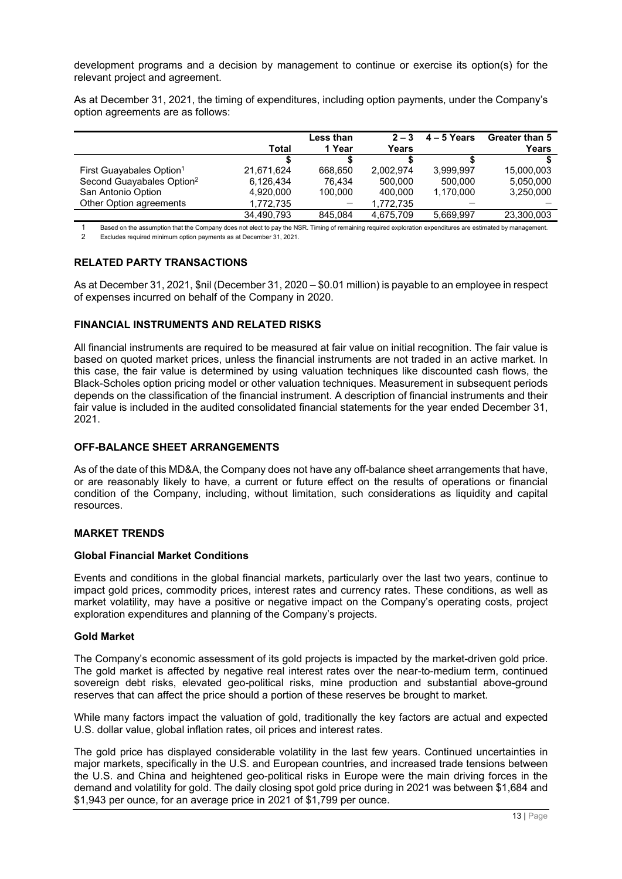development programs and a decision by management to continue or exercise its option(s) for the relevant project and agreement.

As at December 31, 2021, the timing of expenditures, including option payments, under the Company's option agreements are as follows:

| | Total | Less than 1 Year | 2 – 3 Years | 4 – 5 Years | Greater than 5 Years |
|---|---|---|---|---|---|
| | $ | $ | $ | $ | $ |
| First Guayabales Option[1] | 21,671,624 | 668,650 | 2,002,974 | 3,999,997 | 15,000,003 |
| Second Guayabales Option[2] | 6,126,434 | 76,434 | 500,000 | 500,000 | 5,050,000 |
| San Antonio Option | 4,920,000 | 100,000 | 400,000 | 1,170,000 | 3,250,000 |
| Other Option agreements | 1,772,735 | – | 1,772,735 | – | – |
| | 34,490,793 | 845,084 | 4,675,709 | 5,669,997 | 23,300,003 |

1 Based on the assumption that the Company does not elect to pay the NSR. Timing of remaining required exploration expenditures are estimated by management.

2 Excludes required minimum option payments as at December 31, 2021.

## RELATED PARTY TRANSACTIONS

As at December 31, 2021, $nil (December 31, 2020 – $0.01 million) is payable to an employee in respect of expenses incurred on behalf of the Company in 2020.

## FINANCIAL INSTRUMENTS AND RELATED RISKS

All financial instruments are required to be measured at fair value on initial recognition. The fair value is based on quoted market prices, unless the financial instruments are not traded in an active market. In this case, the fair value is determined by using valuation techniques like discounted cash flows, the Black-Scholes option pricing model or other valuation techniques. Measurement in subsequent periods depends on the classification of the financial instrument. A description of financial instruments and their fair value is included in the audited consolidated financial statements for the year ended December 31, 2021.

## OFF-BALANCE SHEET ARRANGEMENTS

As of the date of this MD&A, the Company does not have any off-balance sheet arrangements that have, or are reasonably likely to have, a current or future effect on the results of operations or financial condition of the Company, including, without limitation, such considerations as liquidity and capital resources.

## MARKET TRENDS

### Global Financial Market Conditions

Events and conditions in the global financial markets, particularly over the last two years, continue to impact gold prices, commodity prices, interest rates and currency rates. These conditions, as well as market volatility, may have a positive or negative impact on the Company's operating costs, project exploration expenditures and planning of the Company's projects.

### Gold Market

The Company's economic assessment of its gold projects is impacted by the market-driven gold price. The gold market is affected by negative real interest rates over the near-to-medium term, continued sovereign debt risks, elevated geo-political risks, mine production and substantial above-ground reserves that can affect the price should a portion of these reserves be brought to market.

While many factors impact the valuation of gold, traditionally the key factors are actual and expected U.S. dollar value, global inflation rates, oil prices and interest rates.

The gold price has displayed considerable volatility in the last few years. Continued uncertainties in major markets, specifically in the U.S. and European countries, and increased trade tensions between the U.S. and China and heightened geo-political risks in Europe were the main driving forces in the demand and volatility for gold. The daily closing spot gold price during in 2021 was between $1,684 and $1,943 per ounce, for an average price in 2021 of $1,799 per ounce.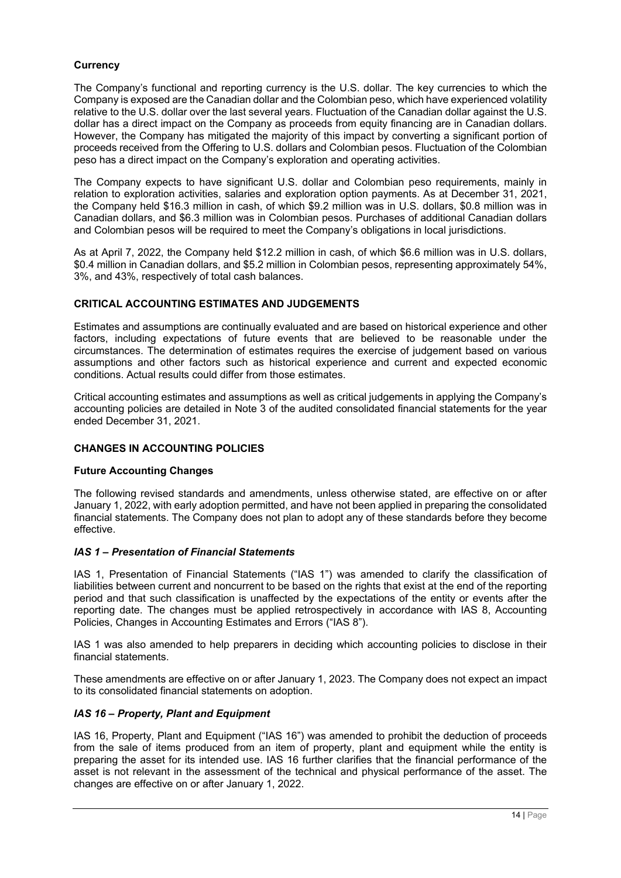### Currency

The Company's functional and reporting currency is the U.S. dollar. The key currencies to which the Company is exposed are the Canadian dollar and the Colombian peso, which have experienced volatility relative to the U.S. dollar over the last several years. Fluctuation of the Canadian dollar against the U.S. dollar has a direct impact on the Company as proceeds from equity financing are in Canadian dollars. However, the Company has mitigated the majority of this impact by converting a significant portion of proceeds received from the Offering to U.S. dollars and Colombian pesos. Fluctuation of the Colombian peso has a direct impact on the Company's exploration and operating activities.

The Company expects to have significant U.S. dollar and Colombian peso requirements, mainly in relation to exploration activities, salaries and exploration option payments. As at December 31, 2021, the Company held $16.3 million in cash, of which $9.2 million was in U.S. dollars, $0.8 million was in Canadian dollars, and $6.3 million was in Colombian pesos. Purchases of additional Canadian dollars and Colombian pesos will be required to meet the Company's obligations in local jurisdictions.

As at April 7, 2022, the Company held $12.2 million in cash, of which $6.6 million was in U.S. dollars, $0.4 million in Canadian dollars, and $5.2 million in Colombian pesos, representing approximately 54%, 3%, and 43%, respectively of total cash balances.

## CRITICAL ACCOUNTING ESTIMATES AND JUDGEMENTS

Estimates and assumptions are continually evaluated and are based on historical experience and other factors, including expectations of future events that are believed to be reasonable under the circumstances. The determination of estimates requires the exercise of judgement based on various assumptions and other factors such as historical experience and current and expected economic conditions. Actual results could differ from those estimates.

Critical accounting estimates and assumptions as well as critical judgements in applying the Company's accounting policies are detailed in Note 3 of the audited consolidated financial statements for the year ended December 31, 2021.

## CHANGES IN ACCOUNTING POLICIES

### Future Accounting Changes

The following revised standards and amendments, unless otherwise stated, are effective on or after January 1, 2022, with early adoption permitted, and have not been applied in preparing the consolidated financial statements. The Company does not plan to adopt any of these standards before they become effective.

#### *IAS 1 – Presentation of Financial Statements*

IAS 1, Presentation of Financial Statements ("IAS 1") was amended to clarify the classification of liabilities between current and noncurrent to be based on the rights that exist at the end of the reporting period and that such classification is unaffected by the expectations of the entity or events after the reporting date. The changes must be applied retrospectively in accordance with IAS 8, Accounting Policies, Changes in Accounting Estimates and Errors ("IAS 8").

IAS 1 was also amended to help preparers in deciding which accounting policies to disclose in their financial statements.

These amendments are effective on or after January 1, 2023. The Company does not expect an impact to its consolidated financial statements on adoption.

#### *IAS 16 – Property, Plant and Equipment*

IAS 16, Property, Plant and Equipment ("IAS 16") was amended to prohibit the deduction of proceeds from the sale of items produced from an item of property, plant and equipment while the entity is preparing the asset for its intended use. IAS 16 further clarifies that the financial performance of the asset is not relevant in the assessment of the technical and physical performance of the asset. The changes are effective on or after January 1, 2022.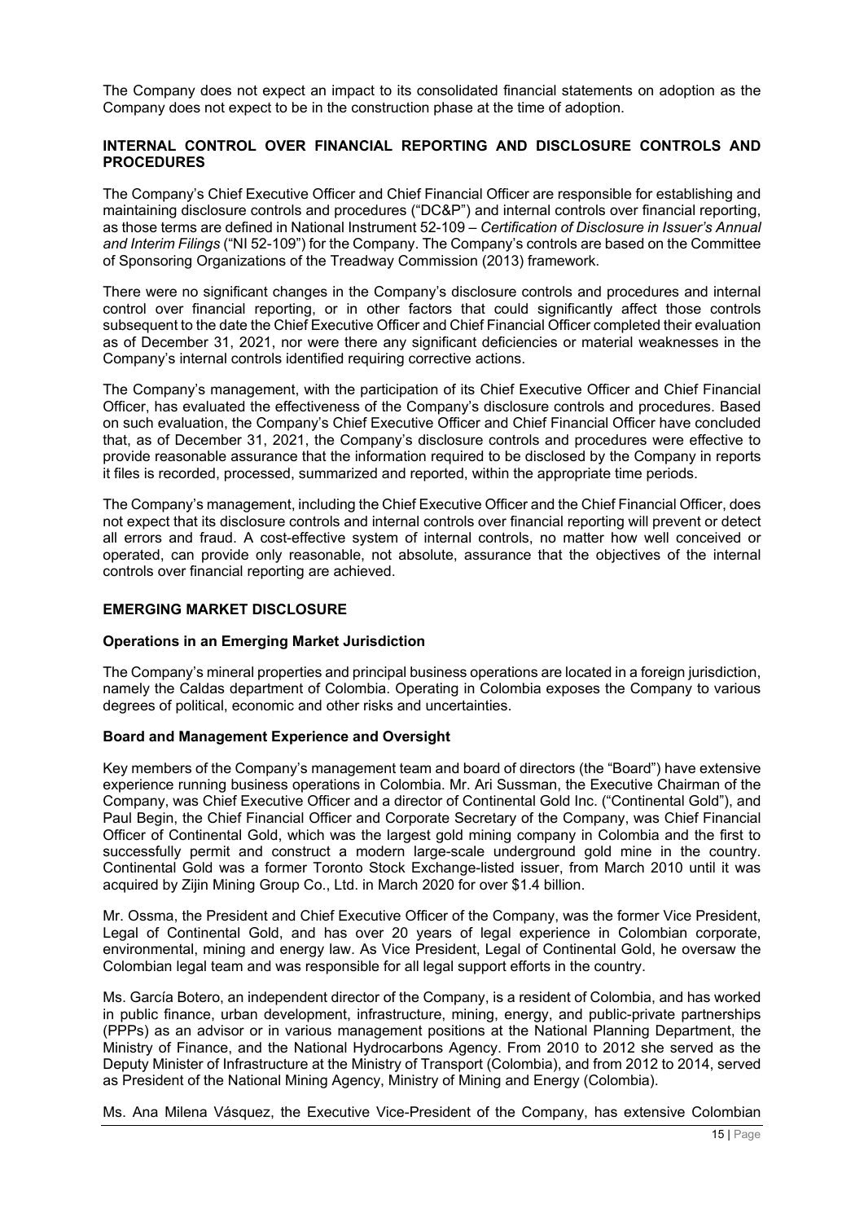The Company does not expect an impact to its consolidated financial statements on adoption as the Company does not expect to be in the construction phase at the time of adoption.

## INTERNAL CONTROL OVER FINANCIAL REPORTING AND DISCLOSURE CONTROLS AND PROCEDURES

The Company's Chief Executive Officer and Chief Financial Officer are responsible for establishing and maintaining disclosure controls and procedures ("DC&P") and internal controls over financial reporting, as those terms are defined in National Instrument 52-109 – *Certification of Disclosure in Issuer's Annual and Interim Filings* ("NI 52-109") for the Company. The Company's controls are based on the Committee of Sponsoring Organizations of the Treadway Commission (2013) framework.

There were no significant changes in the Company's disclosure controls and procedures and internal control over financial reporting, or in other factors that could significantly affect those controls subsequent to the date the Chief Executive Officer and Chief Financial Officer completed their evaluation as of December 31, 2021, nor were there any significant deficiencies or material weaknesses in the Company's internal controls identified requiring corrective actions.

The Company's management, with the participation of its Chief Executive Officer and Chief Financial Officer, has evaluated the effectiveness of the Company's disclosure controls and procedures. Based on such evaluation, the Company's Chief Executive Officer and Chief Financial Officer have concluded that, as of December 31, 2021, the Company's disclosure controls and procedures were effective to provide reasonable assurance that the information required to be disclosed by the Company in reports it files is recorded, processed, summarized and reported, within the appropriate time periods.

The Company's management, including the Chief Executive Officer and the Chief Financial Officer, does not expect that its disclosure controls and internal controls over financial reporting will prevent or detect all errors and fraud. A cost-effective system of internal controls, no matter how well conceived or operated, can provide only reasonable, not absolute, assurance that the objectives of the internal controls over financial reporting are achieved.

## EMERGING MARKET DISCLOSURE

### Operations in an Emerging Market Jurisdiction

The Company's mineral properties and principal business operations are located in a foreign jurisdiction, namely the Caldas department of Colombia. Operating in Colombia exposes the Company to various degrees of political, economic and other risks and uncertainties.

### Board and Management Experience and Oversight

Key members of the Company's management team and board of directors (the "Board") have extensive experience running business operations in Colombia. Mr. Ari Sussman, the Executive Chairman of the Company, was Chief Executive Officer and a director of Continental Gold Inc. ("Continental Gold"), and Paul Begin, the Chief Financial Officer and Corporate Secretary of the Company, was Chief Financial Officer of Continental Gold, which was the largest gold mining company in Colombia and the first to successfully permit and construct a modern large-scale underground gold mine in the country. Continental Gold was a former Toronto Stock Exchange-listed issuer, from March 2010 until it was acquired by Zijin Mining Group Co., Ltd. in March 2020 for over $1.4 billion.

Mr. Ossma, the President and Chief Executive Officer of the Company, was the former Vice President, Legal of Continental Gold, and has over 20 years of legal experience in Colombian corporate, environmental, mining and energy law. As Vice President, Legal of Continental Gold, he oversaw the Colombian legal team and was responsible for all legal support efforts in the country.

Ms. García Botero, an independent director of the Company, is a resident of Colombia, and has worked in public finance, urban development, infrastructure, mining, energy, and public-private partnerships (PPPs) as an advisor or in various management positions at the National Planning Department, the Ministry of Finance, and the National Hydrocarbons Agency. From 2010 to 2012 she served as the Deputy Minister of Infrastructure at the Ministry of Transport (Colombia), and from 2012 to 2014, served as President of the National Mining Agency, Ministry of Mining and Energy (Colombia).

Ms. Ana Milena Vásquez, the Executive Vice-President of the Company, has extensive Colombian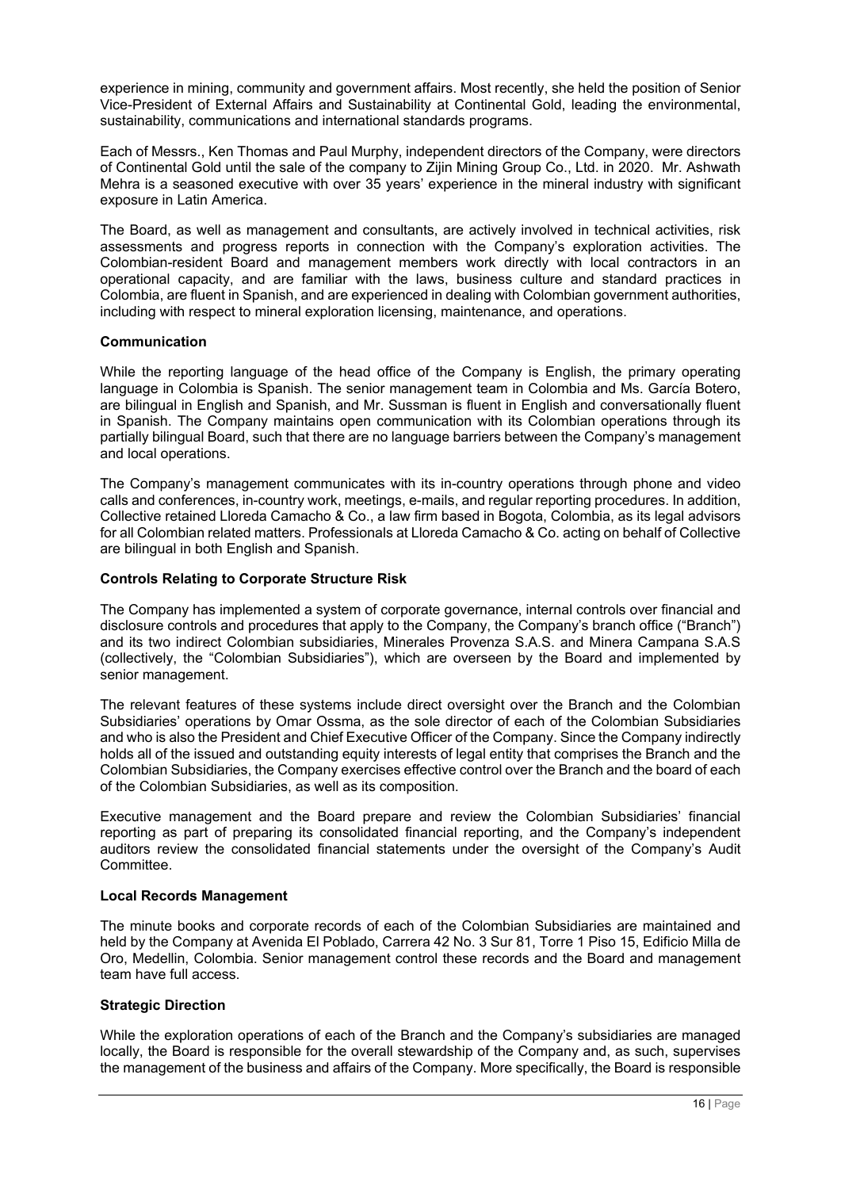experience in mining, community and government affairs. Most recently, she held the position of Senior Vice-President of External Affairs and Sustainability at Continental Gold, leading the environmental, sustainability, communications and international standards programs.

Each of Messrs., Ken Thomas and Paul Murphy, independent directors of the Company, were directors of Continental Gold until the sale of the company to Zijin Mining Group Co., Ltd. in 2020. Mr. Ashwath Mehra is a seasoned executive with over 35 years' experience in the mineral industry with significant exposure in Latin America.

The Board, as well as management and consultants, are actively involved in technical activities, risk assessments and progress reports in connection with the Company's exploration activities. The Colombian-resident Board and management members work directly with local contractors in an operational capacity, and are familiar with the laws, business culture and standard practices in Colombia, are fluent in Spanish, and are experienced in dealing with Colombian government authorities, including with respect to mineral exploration licensing, maintenance, and operations.

**Communication**

While the reporting language of the head office of the Company is English, the primary operating language in Colombia is Spanish. The senior management team in Colombia and Ms. García Botero, are bilingual in English and Spanish, and Mr. Sussman is fluent in English and conversationally fluent in Spanish. The Company maintains open communication with its Colombian operations through its partially bilingual Board, such that there are no language barriers between the Company's management and local operations.

The Company's management communicates with its in-country operations through phone and video calls and conferences, in-country work, meetings, e-mails, and regular reporting procedures. In addition, Collective retained Lloreda Camacho & Co., a law firm based in Bogota, Colombia, as its legal advisors for all Colombian related matters. Professionals at Lloreda Camacho & Co. acting on behalf of Collective are bilingual in both English and Spanish.

**Controls Relating to Corporate Structure Risk**

The Company has implemented a system of corporate governance, internal controls over financial and disclosure controls and procedures that apply to the Company, the Company's branch office ("Branch") and its two indirect Colombian subsidiaries, Minerales Provenza S.A.S. and Minera Campana S.A.S (collectively, the "Colombian Subsidiaries"), which are overseen by the Board and implemented by senior management.

The relevant features of these systems include direct oversight over the Branch and the Colombian Subsidiaries' operations by Omar Ossma, as the sole director of each of the Colombian Subsidiaries and who is also the President and Chief Executive Officer of the Company. Since the Company indirectly holds all of the issued and outstanding equity interests of legal entity that comprises the Branch and the Colombian Subsidiaries, the Company exercises effective control over the Branch and the board of each of the Colombian Subsidiaries, as well as its composition.

Executive management and the Board prepare and review the Colombian Subsidiaries' financial reporting as part of preparing its consolidated financial reporting, and the Company's independent auditors review the consolidated financial statements under the oversight of the Company's Audit Committee.

**Local Records Management**

The minute books and corporate records of each of the Colombian Subsidiaries are maintained and held by the Company at Avenida El Poblado, Carrera 42 No. 3 Sur 81, Torre 1 Piso 15, Edificio Milla de Oro, Medellin, Colombia. Senior management control these records and the Board and management team have full access.

**Strategic Direction**

While the exploration operations of each of the Branch and the Company's subsidiaries are managed locally, the Board is responsible for the overall stewardship of the Company and, as such, supervises the management of the business and affairs of the Company. More specifically, the Board is responsible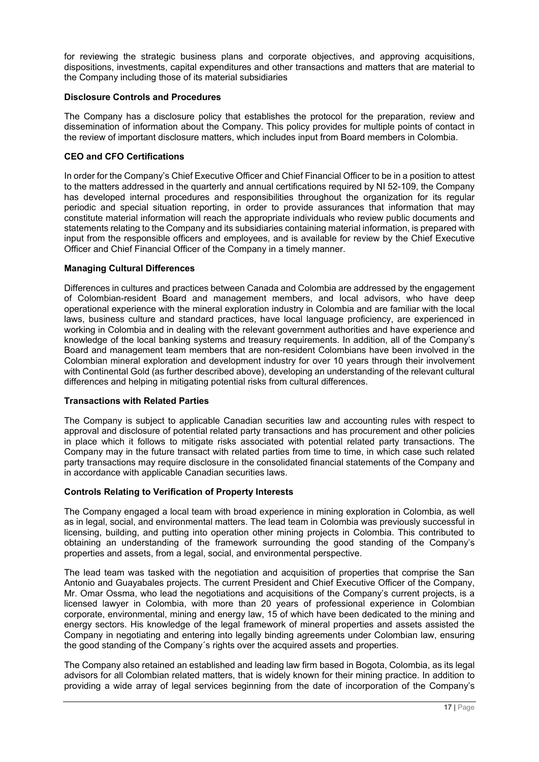for reviewing the strategic business plans and corporate objectives, and approving acquisitions, dispositions, investments, capital expenditures and other transactions and matters that are material to the Company including those of its material subsidiaries

**Disclosure Controls and Procedures**

The Company has a disclosure policy that establishes the protocol for the preparation, review and dissemination of information about the Company. This policy provides for multiple points of contact in the review of important disclosure matters, which includes input from Board members in Colombia.

**CEO and CFO Certifications**

In order for the Company's Chief Executive Officer and Chief Financial Officer to be in a position to attest to the matters addressed in the quarterly and annual certifications required by NI 52-109, the Company has developed internal procedures and responsibilities throughout the organization for its regular periodic and special situation reporting, in order to provide assurances that information that may constitute material information will reach the appropriate individuals who review public documents and statements relating to the Company and its subsidiaries containing material information, is prepared with input from the responsible officers and employees, and is available for review by the Chief Executive Officer and Chief Financial Officer of the Company in a timely manner.

**Managing Cultural Differences**

Differences in cultures and practices between Canada and Colombia are addressed by the engagement of Colombian-resident Board and management members, and local advisors, who have deep operational experience with the mineral exploration industry in Colombia and are familiar with the local laws, business culture and standard practices, have local language proficiency, are experienced in working in Colombia and in dealing with the relevant government authorities and have experience and knowledge of the local banking systems and treasury requirements. In addition, all of the Company's Board and management team members that are non-resident Colombians have been involved in the Colombian mineral exploration and development industry for over 10 years through their involvement with Continental Gold (as further described above), developing an understanding of the relevant cultural differences and helping in mitigating potential risks from cultural differences.

**Transactions with Related Parties**

The Company is subject to applicable Canadian securities law and accounting rules with respect to approval and disclosure of potential related party transactions and has procurement and other policies in place which it follows to mitigate risks associated with potential related party transactions. The Company may in the future transact with related parties from time to time, in which case such related party transactions may require disclosure in the consolidated financial statements of the Company and in accordance with applicable Canadian securities laws.

**Controls Relating to Verification of Property Interests**

The Company engaged a local team with broad experience in mining exploration in Colombia, as well as in legal, social, and environmental matters. The lead team in Colombia was previously successful in licensing, building, and putting into operation other mining projects in Colombia. This contributed to obtaining an understanding of the framework surrounding the good standing of the Company's properties and assets, from a legal, social, and environmental perspective.

The lead team was tasked with the negotiation and acquisition of properties that comprise the San Antonio and Guayabales projects. The current President and Chief Executive Officer of the Company, Mr. Omar Ossma, who lead the negotiations and acquisitions of the Company's current projects, is a licensed lawyer in Colombia, with more than 20 years of professional experience in Colombian corporate, environmental, mining and energy law, 15 of which have been dedicated to the mining and energy sectors. His knowledge of the legal framework of mineral properties and assets assisted the Company in negotiating and entering into legally binding agreements under Colombian law, ensuring the good standing of the Company´s rights over the acquired assets and properties.

The Company also retained an established and leading law firm based in Bogota, Colombia, as its legal advisors for all Colombian related matters, that is widely known for their mining practice. In addition to providing a wide array of legal services beginning from the date of incorporation of the Company's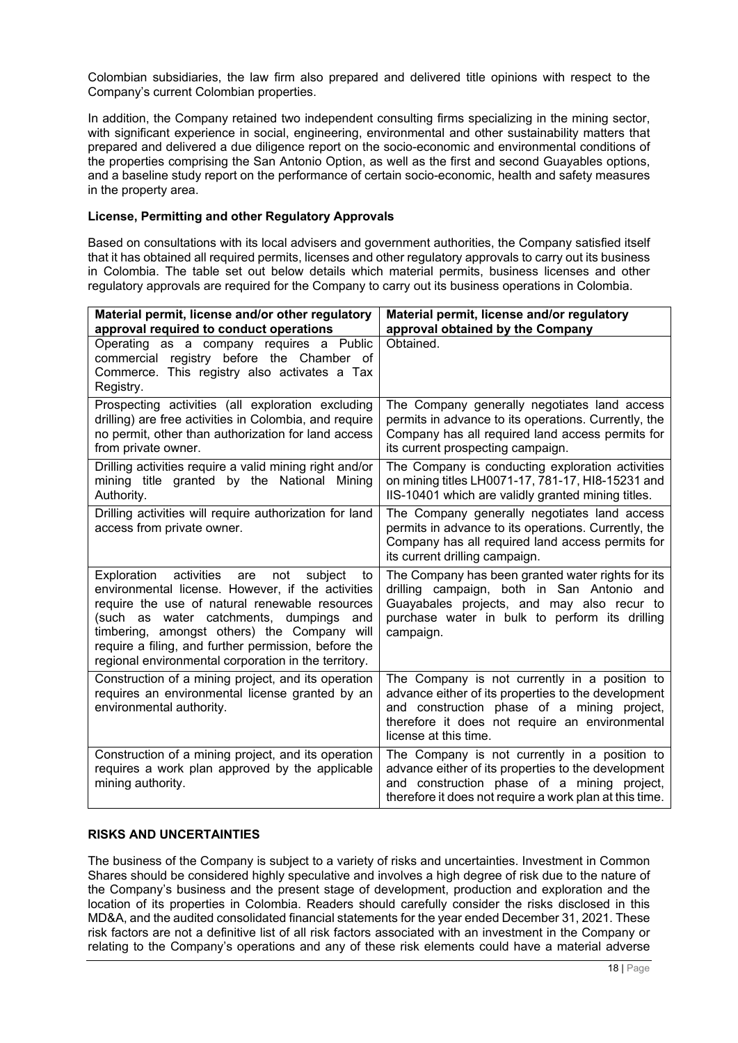Colombian subsidiaries, the law firm also prepared and delivered title opinions with respect to the Company's current Colombian properties.

In addition, the Company retained two independent consulting firms specializing in the mining sector, with significant experience in social, engineering, environmental and other sustainability matters that prepared and delivered a due diligence report on the socio-economic and environmental conditions of the properties comprising the San Antonio Option, as well as the first and second Guayables options, and a baseline study report on the performance of certain socio-economic, health and safety measures in the property area.

**License, Permitting and other Regulatory Approvals**

Based on consultations with its local advisers and government authorities, the Company satisfied itself that it has obtained all required permits, licenses and other regulatory approvals to carry out its business in Colombia. The table set out below details which material permits, business licenses and other regulatory approvals are required for the Company to carry out its business operations in Colombia.

| Material permit, license and/or other regulatory approval required to conduct operations | Material permit, license and/or regulatory approval obtained by the Company |
|---|---|
| Operating as a company requires a Public commercial registry before the Chamber of Commerce. This registry also activates a Tax Registry. | Obtained. |
| Prospecting activities (all exploration excluding drilling) are free activities in Colombia, and require no permit, other than authorization for land access from private owner. | The Company generally negotiates land access permits in advance to its operations. Currently, the Company has all required land access permits for its current prospecting campaign. |
| Drilling activities require a valid mining right and/or mining title granted by the National Mining Authority. | The Company is conducting exploration activities on mining titles LH0071-17, 781-17, HI8-15231 and IIS-10401 which are validly granted mining titles. |
| Drilling activities will require authorization for land access from private owner. | The Company generally negotiates land access permits in advance to its operations. Currently, the Company has all required land access permits for its current drilling campaign. |
| Exploration activities are not subject to environmental license. However, if the activities require the use of natural renewable resources (such as water catchments, dumpings and timbering, amongst others) the Company will require a filing, and further permission, before the regional environmental corporation in the territory. | The Company has been granted water rights for its drilling campaign, both in San Antonio and Guayabales projects, and may also recur to purchase water in bulk to perform its drilling campaign. |
| Construction of a mining project, and its operation requires an environmental license granted by an environmental authority. | The Company is not currently in a position to advance either of its properties to the development and construction phase of a mining project, therefore it does not require an environmental license at this time. |
| Construction of a mining project, and its operation requires a work plan approved by the applicable mining authority. | The Company is not currently in a position to advance either of its properties to the development and construction phase of a mining project, therefore it does not require a work plan at this time. |

## RISKS AND UNCERTAINTIES

The business of the Company is subject to a variety of risks and uncertainties. Investment in Common Shares should be considered highly speculative and involves a high degree of risk due to the nature of the Company's business and the present stage of development, production and exploration and the location of its properties in Colombia. Readers should carefully consider the risks disclosed in this MD&A, and the audited consolidated financial statements for the year ended December 31, 2021. These risk factors are not a definitive list of all risk factors associated with an investment in the Company or relating to the Company's operations and any of these risk elements could have a material adverse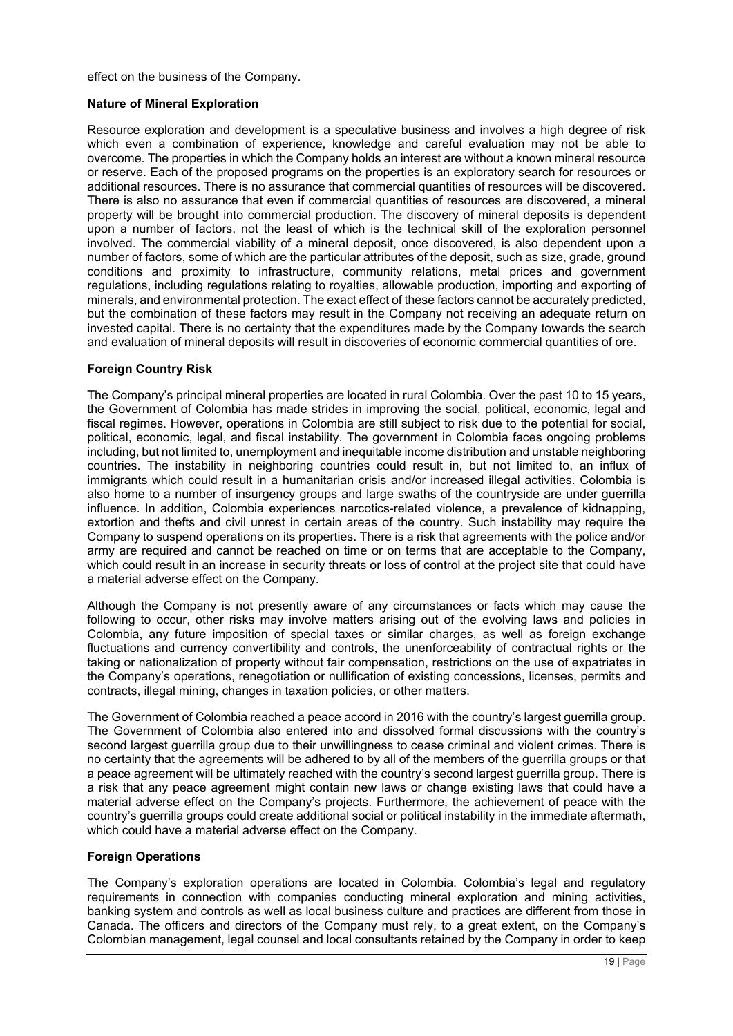effect on the business of the Company.

**Nature of Mineral Exploration**

Resource exploration and development is a speculative business and involves a high degree of risk which even a combination of experience, knowledge and careful evaluation may not be able to overcome. The properties in which the Company holds an interest are without a known mineral resource or reserve. Each of the proposed programs on the properties is an exploratory search for resources or additional resources. There is no assurance that commercial quantities of resources will be discovered. There is also no assurance that even if commercial quantities of resources are discovered, a mineral property will be brought into commercial production. The discovery of mineral deposits is dependent upon a number of factors, not the least of which is the technical skill of the exploration personnel involved. The commercial viability of a mineral deposit, once discovered, is also dependent upon a number of factors, some of which are the particular attributes of the deposit, such as size, grade, ground conditions and proximity to infrastructure, community relations, metal prices and government regulations, including regulations relating to royalties, allowable production, importing and exporting of minerals, and environmental protection. The exact effect of these factors cannot be accurately predicted, but the combination of these factors may result in the Company not receiving an adequate return on invested capital. There is no certainty that the expenditures made by the Company towards the search and evaluation of mineral deposits will result in discoveries of economic commercial quantities of ore.

**Foreign Country Risk**

The Company's principal mineral properties are located in rural Colombia. Over the past 10 to 15 years, the Government of Colombia has made strides in improving the social, political, economic, legal and fiscal regimes. However, operations in Colombia are still subject to risk due to the potential for social, political, economic, legal, and fiscal instability. The government in Colombia faces ongoing problems including, but not limited to, unemployment and inequitable income distribution and unstable neighboring countries. The instability in neighboring countries could result in, but not limited to, an influx of immigrants which could result in a humanitarian crisis and/or increased illegal activities. Colombia is also home to a number of insurgency groups and large swaths of the countryside are under guerrilla influence. In addition, Colombia experiences narcotics-related violence, a prevalence of kidnapping, extortion and thefts and civil unrest in certain areas of the country. Such instability may require the Company to suspend operations on its properties. There is a risk that agreements with the police and/or army are required and cannot be reached on time or on terms that are acceptable to the Company, which could result in an increase in security threats or loss of control at the project site that could have a material adverse effect on the Company.

Although the Company is not presently aware of any circumstances or facts which may cause the following to occur, other risks may involve matters arising out of the evolving laws and policies in Colombia, any future imposition of special taxes or similar charges, as well as foreign exchange fluctuations and currency convertibility and controls, the unenforceability of contractual rights or the taking or nationalization of property without fair compensation, restrictions on the use of expatriates in the Company's operations, renegotiation or nullification of existing concessions, licenses, permits and contracts, illegal mining, changes in taxation policies, or other matters.

The Government of Colombia reached a peace accord in 2016 with the country's largest guerrilla group. The Government of Colombia also entered into and dissolved formal discussions with the country's second largest guerrilla group due to their unwillingness to cease criminal and violent crimes. There is no certainty that the agreements will be adhered to by all of the members of the guerrilla groups or that a peace agreement will be ultimately reached with the country's second largest guerrilla group. There is a risk that any peace agreement might contain new laws or change existing laws that could have a material adverse effect on the Company's projects. Furthermore, the achievement of peace with the country's guerrilla groups could create additional social or political instability in the immediate aftermath, which could have a material adverse effect on the Company.

**Foreign Operations**

The Company's exploration operations are located in Colombia. Colombia's legal and regulatory requirements in connection with companies conducting mineral exploration and mining activities, banking system and controls as well as local business culture and practices are different from those in Canada. The officers and directors of the Company must rely, to a great extent, on the Company's Colombian management, legal counsel and local consultants retained by the Company in order to keep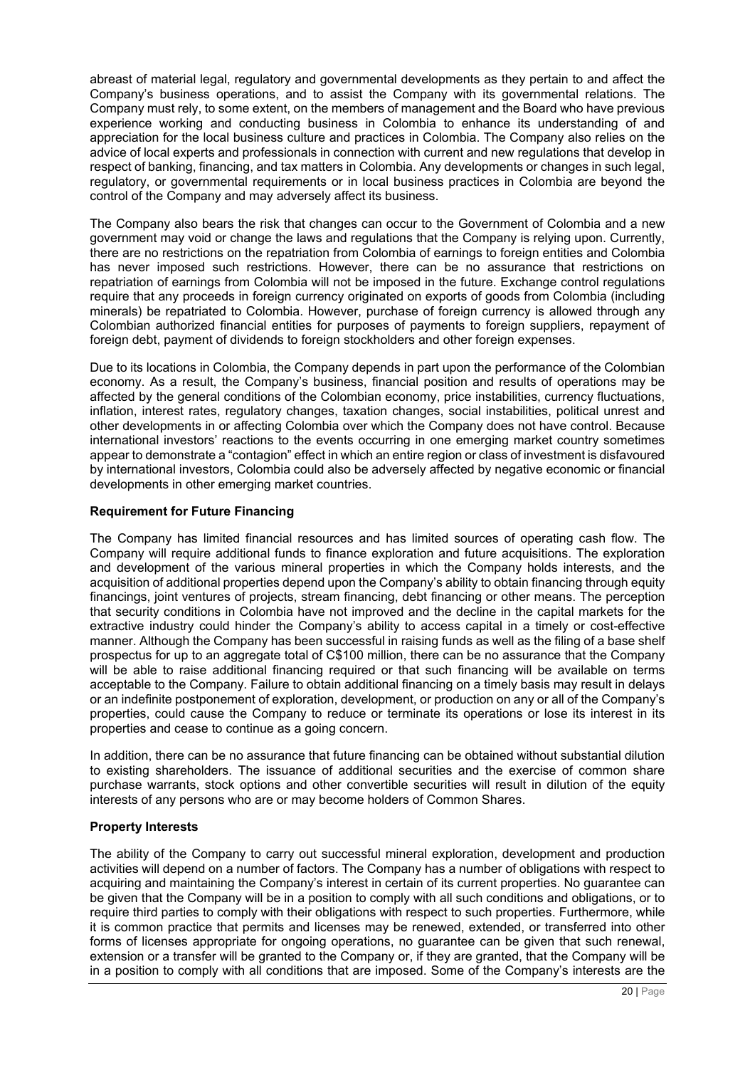abreast of material legal, regulatory and governmental developments as they pertain to and affect the Company's business operations, and to assist the Company with its governmental relations. The Company must rely, to some extent, on the members of management and the Board who have previous experience working and conducting business in Colombia to enhance its understanding of and appreciation for the local business culture and practices in Colombia. The Company also relies on the advice of local experts and professionals in connection with current and new regulations that develop in respect of banking, financing, and tax matters in Colombia. Any developments or changes in such legal, regulatory, or governmental requirements or in local business practices in Colombia are beyond the control of the Company and may adversely affect its business.

The Company also bears the risk that changes can occur to the Government of Colombia and a new government may void or change the laws and regulations that the Company is relying upon. Currently, there are no restrictions on the repatriation from Colombia of earnings to foreign entities and Colombia has never imposed such restrictions. However, there can be no assurance that restrictions on repatriation of earnings from Colombia will not be imposed in the future. Exchange control regulations require that any proceeds in foreign currency originated on exports of goods from Colombia (including minerals) be repatriated to Colombia. However, purchase of foreign currency is allowed through any Colombian authorized financial entities for purposes of payments to foreign suppliers, repayment of foreign debt, payment of dividends to foreign stockholders and other foreign expenses.

Due to its locations in Colombia, the Company depends in part upon the performance of the Colombian economy. As a result, the Company's business, financial position and results of operations may be affected by the general conditions of the Colombian economy, price instabilities, currency fluctuations, inflation, interest rates, regulatory changes, taxation changes, social instabilities, political unrest and other developments in or affecting Colombia over which the Company does not have control. Because international investors' reactions to the events occurring in one emerging market country sometimes appear to demonstrate a "contagion" effect in which an entire region or class of investment is disfavoured by international investors, Colombia could also be adversely affected by negative economic or financial developments in other emerging market countries.

**Requirement for Future Financing**

The Company has limited financial resources and has limited sources of operating cash flow. The Company will require additional funds to finance exploration and future acquisitions. The exploration and development of the various mineral properties in which the Company holds interests, and the acquisition of additional properties depend upon the Company's ability to obtain financing through equity financings, joint ventures of projects, stream financing, debt financing or other means. The perception that security conditions in Colombia have not improved and the decline in the capital markets for the extractive industry could hinder the Company's ability to access capital in a timely or cost-effective manner. Although the Company has been successful in raising funds as well as the filing of a base shelf prospectus for up to an aggregate total of C$100 million, there can be no assurance that the Company will be able to raise additional financing required or that such financing will be available on terms acceptable to the Company. Failure to obtain additional financing on a timely basis may result in delays or an indefinite postponement of exploration, development, or production on any or all of the Company's properties, could cause the Company to reduce or terminate its operations or lose its interest in its properties and cease to continue as a going concern.

In addition, there can be no assurance that future financing can be obtained without substantial dilution to existing shareholders. The issuance of additional securities and the exercise of common share purchase warrants, stock options and other convertible securities will result in dilution of the equity interests of any persons who are or may become holders of Common Shares.

**Property Interests**

The ability of the Company to carry out successful mineral exploration, development and production activities will depend on a number of factors. The Company has a number of obligations with respect to acquiring and maintaining the Company's interest in certain of its current properties. No guarantee can be given that the Company will be in a position to comply with all such conditions and obligations, or to require third parties to comply with their obligations with respect to such properties. Furthermore, while it is common practice that permits and licenses may be renewed, extended, or transferred into other forms of licenses appropriate for ongoing operations, no guarantee can be given that such renewal, extension or a transfer will be granted to the Company or, if they are granted, that the Company will be in a position to comply with all conditions that are imposed. Some of the Company's interests are the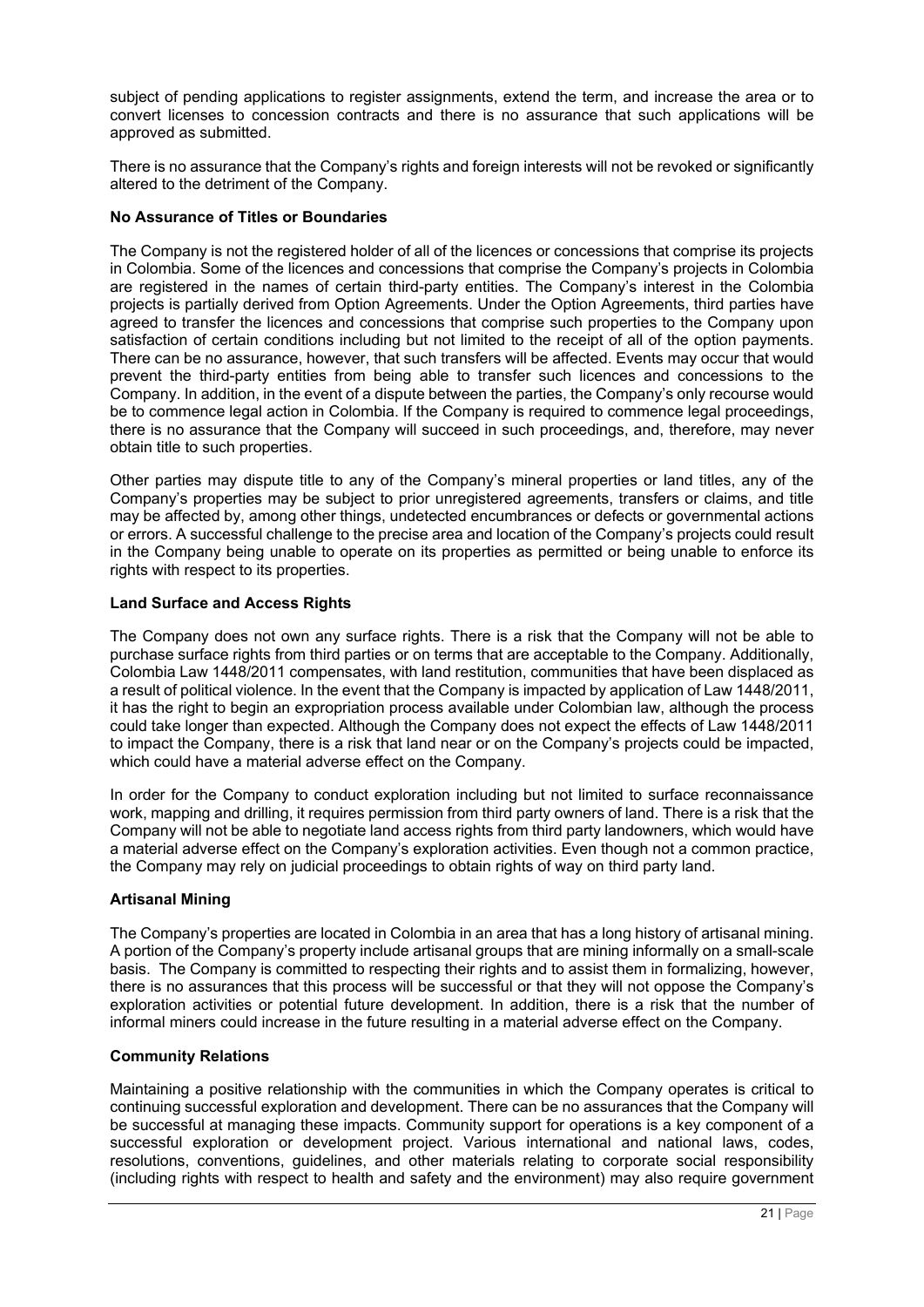subject of pending applications to register assignments, extend the term, and increase the area or to convert licenses to concession contracts and there is no assurance that such applications will be approved as submitted.

There is no assurance that the Company's rights and foreign interests will not be revoked or significantly altered to the detriment of the Company.

**No Assurance of Titles or Boundaries**

The Company is not the registered holder of all of the licences or concessions that comprise its projects in Colombia. Some of the licences and concessions that comprise the Company's projects in Colombia are registered in the names of certain third-party entities. The Company's interest in the Colombia projects is partially derived from Option Agreements. Under the Option Agreements, third parties have agreed to transfer the licences and concessions that comprise such properties to the Company upon satisfaction of certain conditions including but not limited to the receipt of all of the option payments. There can be no assurance, however, that such transfers will be affected. Events may occur that would prevent the third-party entities from being able to transfer such licences and concessions to the Company. In addition, in the event of a dispute between the parties, the Company's only recourse would be to commence legal action in Colombia. If the Company is required to commence legal proceedings, there is no assurance that the Company will succeed in such proceedings, and, therefore, may never obtain title to such properties.

Other parties may dispute title to any of the Company's mineral properties or land titles, any of the Company's properties may be subject to prior unregistered agreements, transfers or claims, and title may be affected by, among other things, undetected encumbrances or defects or governmental actions or errors. A successful challenge to the precise area and location of the Company's projects could result in the Company being unable to operate on its properties as permitted or being unable to enforce its rights with respect to its properties.

**Land Surface and Access Rights**

The Company does not own any surface rights. There is a risk that the Company will not be able to purchase surface rights from third parties or on terms that are acceptable to the Company. Additionally, Colombia Law 1448/2011 compensates, with land restitution, communities that have been displaced as a result of political violence. In the event that the Company is impacted by application of Law 1448/2011, it has the right to begin an expropriation process available under Colombian law, although the process could take longer than expected. Although the Company does not expect the effects of Law 1448/2011 to impact the Company, there is a risk that land near or on the Company's projects could be impacted, which could have a material adverse effect on the Company.

In order for the Company to conduct exploration including but not limited to surface reconnaissance work, mapping and drilling, it requires permission from third party owners of land. There is a risk that the Company will not be able to negotiate land access rights from third party landowners, which would have a material adverse effect on the Company's exploration activities. Even though not a common practice, the Company may rely on judicial proceedings to obtain rights of way on third party land.

**Artisanal Mining**

The Company's properties are located in Colombia in an area that has a long history of artisanal mining. A portion of the Company's property include artisanal groups that are mining informally on a small-scale basis. The Company is committed to respecting their rights and to assist them in formalizing, however, there is no assurances that this process will be successful or that they will not oppose the Company's exploration activities or potential future development. In addition, there is a risk that the number of informal miners could increase in the future resulting in a material adverse effect on the Company.

**Community Relations**

Maintaining a positive relationship with the communities in which the Company operates is critical to continuing successful exploration and development. There can be no assurances that the Company will be successful at managing these impacts. Community support for operations is a key component of a successful exploration or development project. Various international and national laws, codes, resolutions, conventions, guidelines, and other materials relating to corporate social responsibility (including rights with respect to health and safety and the environment) may also require government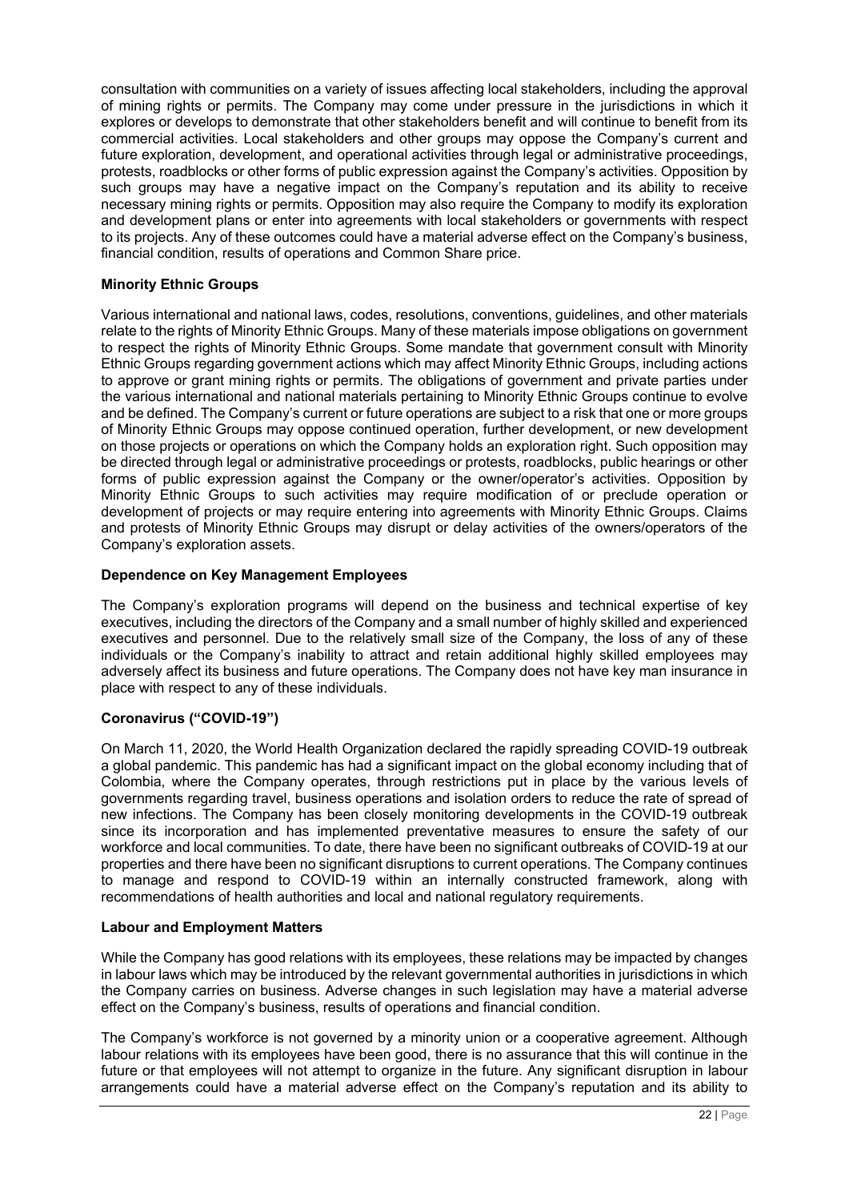consultation with communities on a variety of issues affecting local stakeholders, including the approval of mining rights or permits. The Company may come under pressure in the jurisdictions in which it explores or develops to demonstrate that other stakeholders benefit and will continue to benefit from its commercial activities. Local stakeholders and other groups may oppose the Company's current and future exploration, development, and operational activities through legal or administrative proceedings, protests, roadblocks or other forms of public expression against the Company's activities. Opposition by such groups may have a negative impact on the Company's reputation and its ability to receive necessary mining rights or permits. Opposition may also require the Company to modify its exploration and development plans or enter into agreements with local stakeholders or governments with respect to its projects. Any of these outcomes could have a material adverse effect on the Company's business, financial condition, results of operations and Common Share price.

**Minority Ethnic Groups**

Various international and national laws, codes, resolutions, conventions, guidelines, and other materials relate to the rights of Minority Ethnic Groups. Many of these materials impose obligations on government to respect the rights of Minority Ethnic Groups. Some mandate that government consult with Minority Ethnic Groups regarding government actions which may affect Minority Ethnic Groups, including actions to approve or grant mining rights or permits. The obligations of government and private parties under the various international and national materials pertaining to Minority Ethnic Groups continue to evolve and be defined. The Company's current or future operations are subject to a risk that one or more groups of Minority Ethnic Groups may oppose continued operation, further development, or new development on those projects or operations on which the Company holds an exploration right. Such opposition may be directed through legal or administrative proceedings or protests, roadblocks, public hearings or other forms of public expression against the Company or the owner/operator's activities. Opposition by Minority Ethnic Groups to such activities may require modification of or preclude operation or development of projects or may require entering into agreements with Minority Ethnic Groups. Claims and protests of Minority Ethnic Groups may disrupt or delay activities of the owners/operators of the Company's exploration assets.

**Dependence on Key Management Employees**

The Company's exploration programs will depend on the business and technical expertise of key executives, including the directors of the Company and a small number of highly skilled and experienced executives and personnel. Due to the relatively small size of the Company, the loss of any of these individuals or the Company's inability to attract and retain additional highly skilled employees may adversely affect its business and future operations. The Company does not have key man insurance in place with respect to any of these individuals.

**Coronavirus ("COVID-19")**

On March 11, 2020, the World Health Organization declared the rapidly spreading COVID-19 outbreak a global pandemic. This pandemic has had a significant impact on the global economy including that of Colombia, where the Company operates, through restrictions put in place by the various levels of governments regarding travel, business operations and isolation orders to reduce the rate of spread of new infections. The Company has been closely monitoring developments in the COVID-19 outbreak since its incorporation and has implemented preventative measures to ensure the safety of our workforce and local communities. To date, there have been no significant outbreaks of COVID-19 at our properties and there have been no significant disruptions to current operations. The Company continues to manage and respond to COVID-19 within an internally constructed framework, along with recommendations of health authorities and local and national regulatory requirements.

**Labour and Employment Matters**

While the Company has good relations with its employees, these relations may be impacted by changes in labour laws which may be introduced by the relevant governmental authorities in jurisdictions in which the Company carries on business. Adverse changes in such legislation may have a material adverse effect on the Company's business, results of operations and financial condition.

The Company's workforce is not governed by a minority union or a cooperative agreement. Although labour relations with its employees have been good, there is no assurance that this will continue in the future or that employees will not attempt to organize in the future. Any significant disruption in labour arrangements could have a material adverse effect on the Company's reputation and its ability to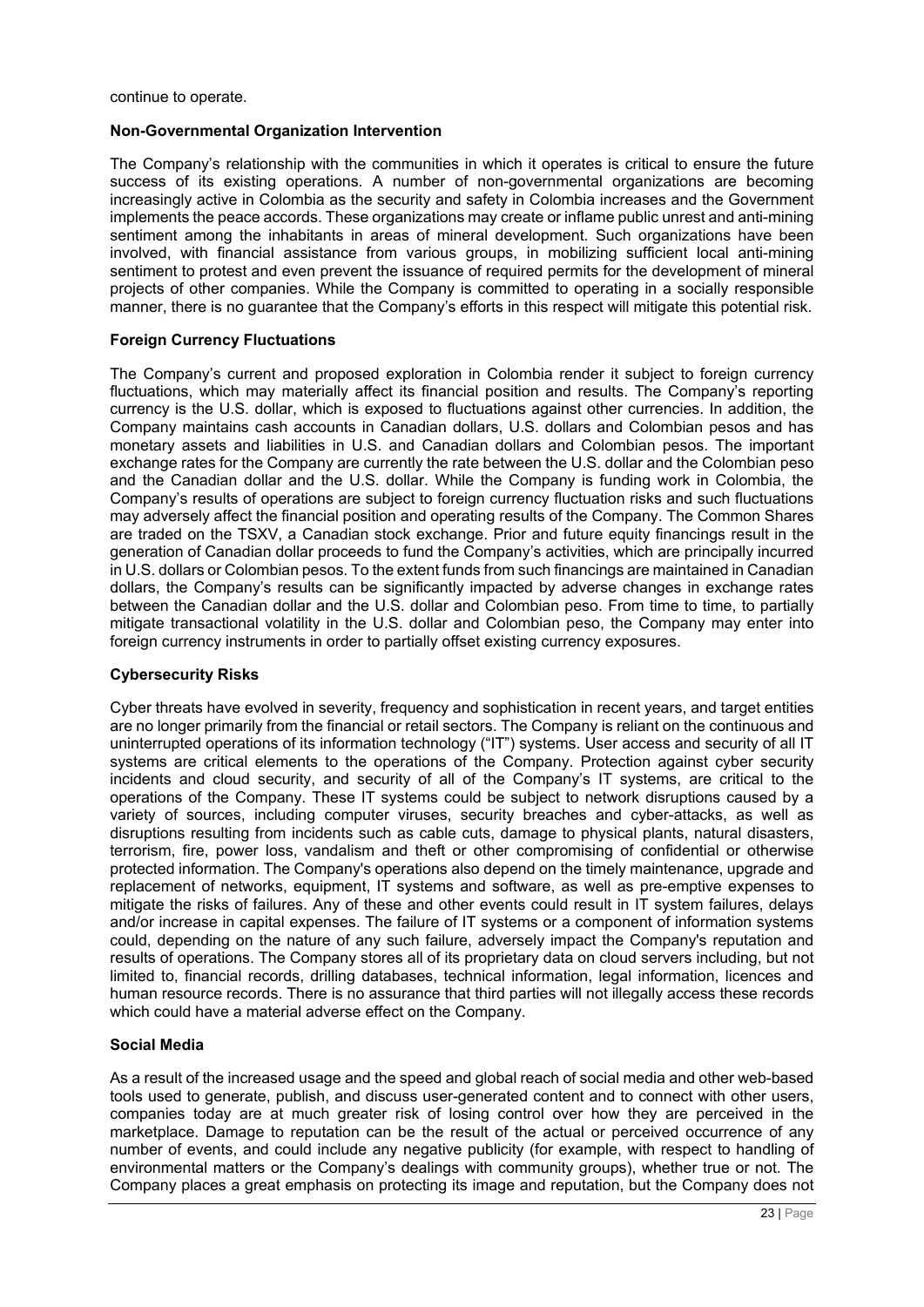continue to operate.

### Non-Governmental Organization Intervention

The Company's relationship with the communities in which it operates is critical to ensure the future success of its existing operations. A number of non-governmental organizations are becoming increasingly active in Colombia as the security and safety in Colombia increases and the Government implements the peace accords. These organizations may create or inflame public unrest and anti-mining sentiment among the inhabitants in areas of mineral development. Such organizations have been involved, with financial assistance from various groups, in mobilizing sufficient local anti-mining sentiment to protest and even prevent the issuance of required permits for the development of mineral projects of other companies. While the Company is committed to operating in a socially responsible manner, there is no guarantee that the Company's efforts in this respect will mitigate this potential risk.

### Foreign Currency Fluctuations

The Company's current and proposed exploration in Colombia render it subject to foreign currency fluctuations, which may materially affect its financial position and results. The Company's reporting currency is the U.S. dollar, which is exposed to fluctuations against other currencies. In addition, the Company maintains cash accounts in Canadian dollars, U.S. dollars and Colombian pesos and has monetary assets and liabilities in U.S. and Canadian dollars and Colombian pesos. The important exchange rates for the Company are currently the rate between the U.S. dollar and the Colombian peso and the Canadian dollar and the U.S. dollar. While the Company is funding work in Colombia, the Company's results of operations are subject to foreign currency fluctuation risks and such fluctuations may adversely affect the financial position and operating results of the Company. The Common Shares are traded on the TSXV, a Canadian stock exchange. Prior and future equity financings result in the generation of Canadian dollar proceeds to fund the Company's activities, which are principally incurred in U.S. dollars or Colombian pesos. To the extent funds from such financings are maintained in Canadian dollars, the Company's results can be significantly impacted by adverse changes in exchange rates between the Canadian dollar and the U.S. dollar and Colombian peso. From time to time, to partially mitigate transactional volatility in the U.S. dollar and Colombian peso, the Company may enter into foreign currency instruments in order to partially offset existing currency exposures.

### Cybersecurity Risks

Cyber threats have evolved in severity, frequency and sophistication in recent years, and target entities are no longer primarily from the financial or retail sectors. The Company is reliant on the continuous and uninterrupted operations of its information technology ("IT") systems. User access and security of all IT systems are critical elements to the operations of the Company. Protection against cyber security incidents and cloud security, and security of all of the Company's IT systems, are critical to the operations of the Company. These IT systems could be subject to network disruptions caused by a variety of sources, including computer viruses, security breaches and cyber-attacks, as well as disruptions resulting from incidents such as cable cuts, damage to physical plants, natural disasters, terrorism, fire, power loss, vandalism and theft or other compromising of confidential or otherwise protected information. The Company's operations also depend on the timely maintenance, upgrade and replacement of networks, equipment, IT systems and software, as well as pre-emptive expenses to mitigate the risks of failures. Any of these and other events could result in IT system failures, delays and/or increase in capital expenses. The failure of IT systems or a component of information systems could, depending on the nature of any such failure, adversely impact the Company's reputation and results of operations. The Company stores all of its proprietary data on cloud servers including, but not limited to, financial records, drilling databases, technical information, legal information, licences and human resource records. There is no assurance that third parties will not illegally access these records which could have a material adverse effect on the Company.

### Social Media

As a result of the increased usage and the speed and global reach of social media and other web-based tools used to generate, publish, and discuss user-generated content and to connect with other users, companies today are at much greater risk of losing control over how they are perceived in the marketplace. Damage to reputation can be the result of the actual or perceived occurrence of any number of events, and could include any negative publicity (for example, with respect to handling of environmental matters or the Company's dealings with community groups), whether true or not. The Company places a great emphasis on protecting its image and reputation, but the Company does not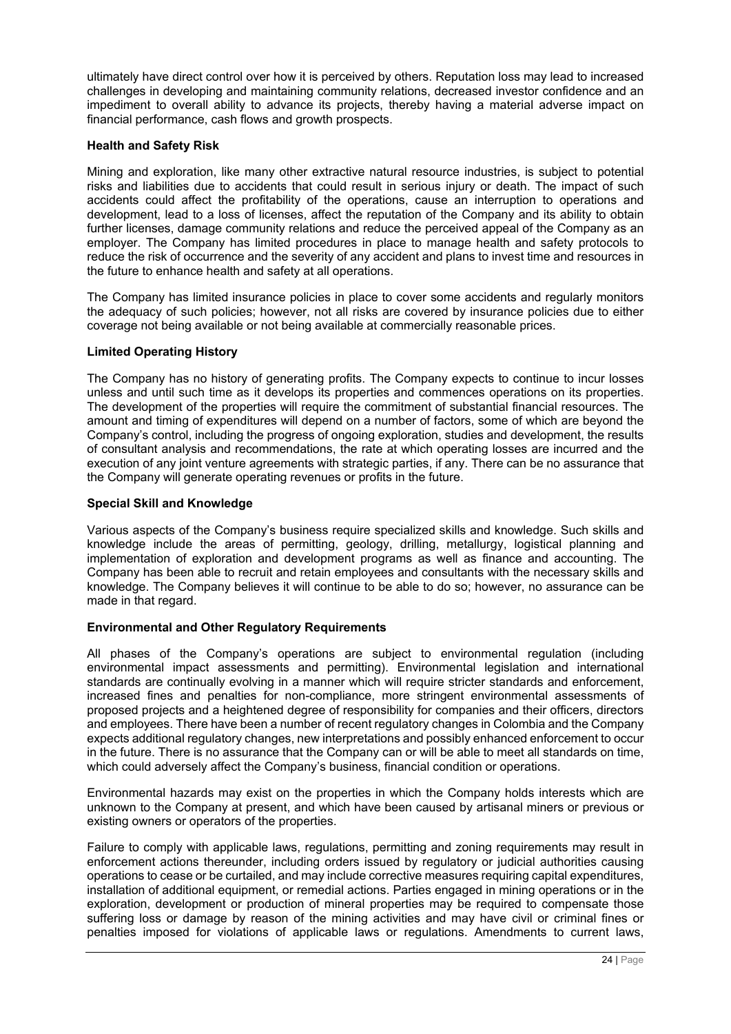ultimately have direct control over how it is perceived by others. Reputation loss may lead to increased challenges in developing and maintaining community relations, decreased investor confidence and an impediment to overall ability to advance its projects, thereby having a material adverse impact on financial performance, cash flows and growth prospects.

**Health and Safety Risk**

Mining and exploration, like many other extractive natural resource industries, is subject to potential risks and liabilities due to accidents that could result in serious injury or death. The impact of such accidents could affect the profitability of the operations, cause an interruption to operations and development, lead to a loss of licenses, affect the reputation of the Company and its ability to obtain further licenses, damage community relations and reduce the perceived appeal of the Company as an employer. The Company has limited procedures in place to manage health and safety protocols to reduce the risk of occurrence and the severity of any accident and plans to invest time and resources in the future to enhance health and safety at all operations.

The Company has limited insurance policies in place to cover some accidents and regularly monitors the adequacy of such policies; however, not all risks are covered by insurance policies due to either coverage not being available or not being available at commercially reasonable prices.

**Limited Operating History**

The Company has no history of generating profits. The Company expects to continue to incur losses unless and until such time as it develops its properties and commences operations on its properties. The development of the properties will require the commitment of substantial financial resources. The amount and timing of expenditures will depend on a number of factors, some of which are beyond the Company's control, including the progress of ongoing exploration, studies and development, the results of consultant analysis and recommendations, the rate at which operating losses are incurred and the execution of any joint venture agreements with strategic parties, if any. There can be no assurance that the Company will generate operating revenues or profits in the future.

**Special Skill and Knowledge**

Various aspects of the Company's business require specialized skills and knowledge. Such skills and knowledge include the areas of permitting, geology, drilling, metallurgy, logistical planning and implementation of exploration and development programs as well as finance and accounting. The Company has been able to recruit and retain employees and consultants with the necessary skills and knowledge. The Company believes it will continue to be able to do so; however, no assurance can be made in that regard.

**Environmental and Other Regulatory Requirements**

All phases of the Company's operations are subject to environmental regulation (including environmental impact assessments and permitting). Environmental legislation and international standards are continually evolving in a manner which will require stricter standards and enforcement, increased fines and penalties for non-compliance, more stringent environmental assessments of proposed projects and a heightened degree of responsibility for companies and their officers, directors and employees. There have been a number of recent regulatory changes in Colombia and the Company expects additional regulatory changes, new interpretations and possibly enhanced enforcement to occur in the future. There is no assurance that the Company can or will be able to meet all standards on time, which could adversely affect the Company's business, financial condition or operations.

Environmental hazards may exist on the properties in which the Company holds interests which are unknown to the Company at present, and which have been caused by artisanal miners or previous or existing owners or operators of the properties.

Failure to comply with applicable laws, regulations, permitting and zoning requirements may result in enforcement actions thereunder, including orders issued by regulatory or judicial authorities causing operations to cease or be curtailed, and may include corrective measures requiring capital expenditures, installation of additional equipment, or remedial actions. Parties engaged in mining operations or in the exploration, development or production of mineral properties may be required to compensate those suffering loss or damage by reason of the mining activities and may have civil or criminal fines or penalties imposed for violations of applicable laws or regulations. Amendments to current laws,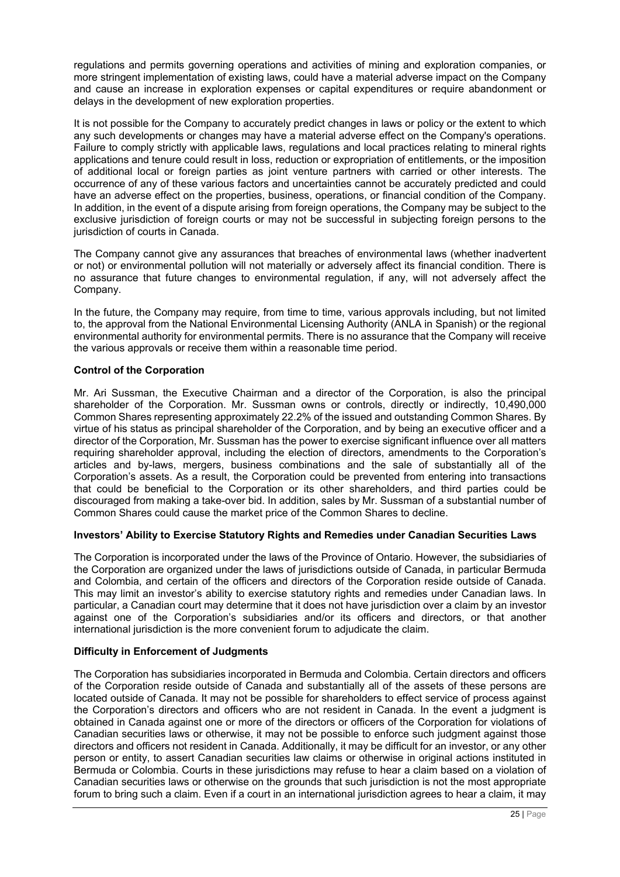regulations and permits governing operations and activities of mining and exploration companies, or more stringent implementation of existing laws, could have a material adverse impact on the Company and cause an increase in exploration expenses or capital expenditures or require abandonment or delays in the development of new exploration properties.

It is not possible for the Company to accurately predict changes in laws or policy or the extent to which any such developments or changes may have a material adverse effect on the Company's operations. Failure to comply strictly with applicable laws, regulations and local practices relating to mineral rights applications and tenure could result in loss, reduction or expropriation of entitlements, or the imposition of additional local or foreign parties as joint venture partners with carried or other interests. The occurrence of any of these various factors and uncertainties cannot be accurately predicted and could have an adverse effect on the properties, business, operations, or financial condition of the Company. In addition, in the event of a dispute arising from foreign operations, the Company may be subject to the exclusive jurisdiction of foreign courts or may not be successful in subjecting foreign persons to the jurisdiction of courts in Canada.

The Company cannot give any assurances that breaches of environmental laws (whether inadvertent or not) or environmental pollution will not materially or adversely affect its financial condition. There is no assurance that future changes to environmental regulation, if any, will not adversely affect the Company.

In the future, the Company may require, from time to time, various approvals including, but not limited to, the approval from the National Environmental Licensing Authority (ANLA in Spanish) or the regional environmental authority for environmental permits. There is no assurance that the Company will receive the various approvals or receive them within a reasonable time period.

**Control of the Corporation**

Mr. Ari Sussman, the Executive Chairman and a director of the Corporation, is also the principal shareholder of the Corporation. Mr. Sussman owns or controls, directly or indirectly, 10,490,000 Common Shares representing approximately 22.2% of the issued and outstanding Common Shares. By virtue of his status as principal shareholder of the Corporation, and by being an executive officer and a director of the Corporation, Mr. Sussman has the power to exercise significant influence over all matters requiring shareholder approval, including the election of directors, amendments to the Corporation's articles and by-laws, mergers, business combinations and the sale of substantially all of the Corporation's assets. As a result, the Corporation could be prevented from entering into transactions that could be beneficial to the Corporation or its other shareholders, and third parties could be discouraged from making a take-over bid. In addition, sales by Mr. Sussman of a substantial number of Common Shares could cause the market price of the Common Shares to decline.

**Investors' Ability to Exercise Statutory Rights and Remedies under Canadian Securities Laws**

The Corporation is incorporated under the laws of the Province of Ontario. However, the subsidiaries of the Corporation are organized under the laws of jurisdictions outside of Canada, in particular Bermuda and Colombia, and certain of the officers and directors of the Corporation reside outside of Canada. This may limit an investor's ability to exercise statutory rights and remedies under Canadian laws. In particular, a Canadian court may determine that it does not have jurisdiction over a claim by an investor against one of the Corporation's subsidiaries and/or its officers and directors, or that another international jurisdiction is the more convenient forum to adjudicate the claim.

**Difficulty in Enforcement of Judgments**

The Corporation has subsidiaries incorporated in Bermuda and Colombia. Certain directors and officers of the Corporation reside outside of Canada and substantially all of the assets of these persons are located outside of Canada. It may not be possible for shareholders to effect service of process against the Corporation's directors and officers who are not resident in Canada. In the event a judgment is obtained in Canada against one or more of the directors or officers of the Corporation for violations of Canadian securities laws or otherwise, it may not be possible to enforce such judgment against those directors and officers not resident in Canada. Additionally, it may be difficult for an investor, or any other person or entity, to assert Canadian securities law claims or otherwise in original actions instituted in Bermuda or Colombia. Courts in these jurisdictions may refuse to hear a claim based on a violation of Canadian securities laws or otherwise on the grounds that such jurisdiction is not the most appropriate forum to bring such a claim. Even if a court in an international jurisdiction agrees to hear a claim, it may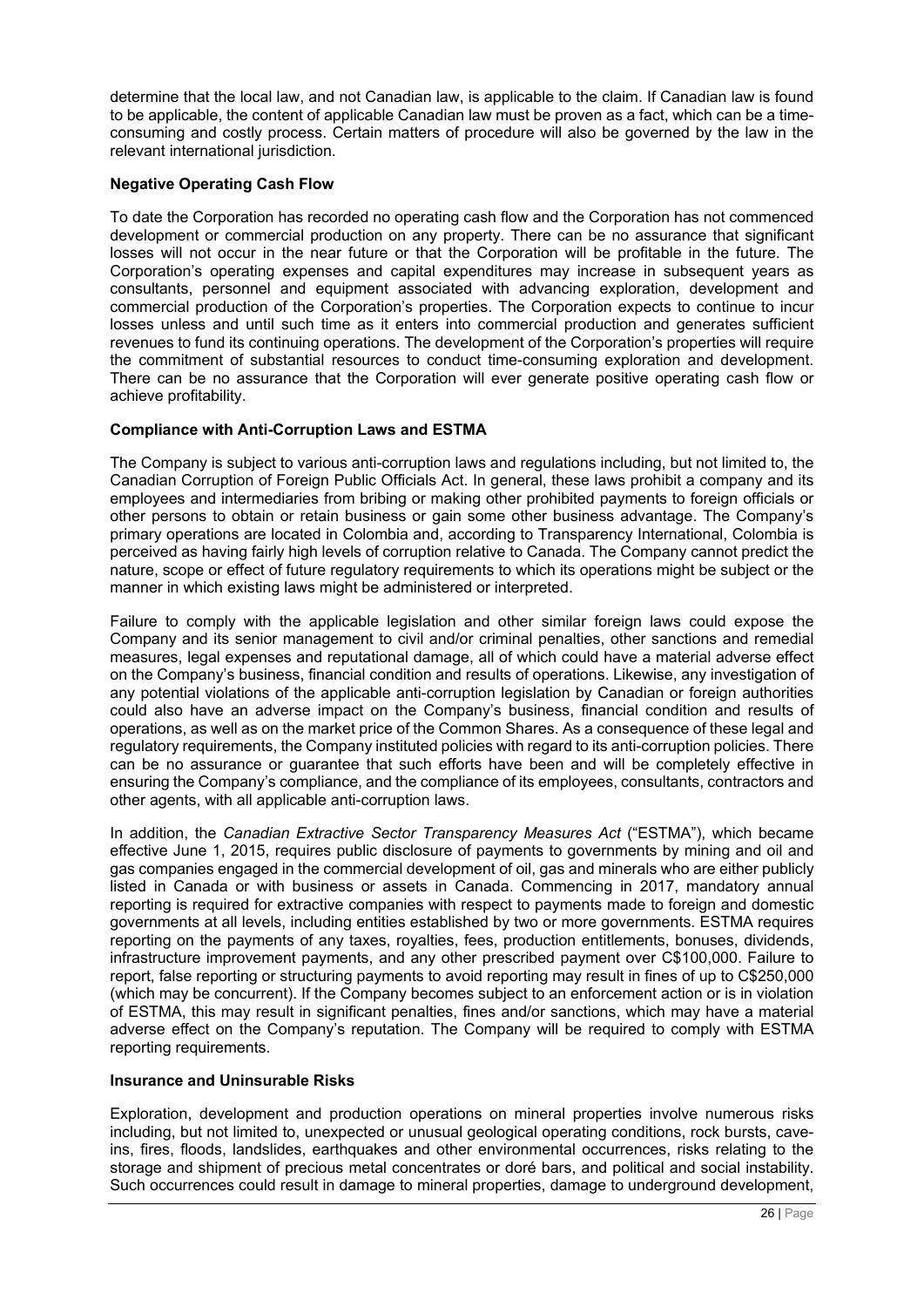determine that the local law, and not Canadian law, is applicable to the claim. If Canadian law is found to be applicable, the content of applicable Canadian law must be proven as a fact, which can be a time-consuming and costly process. Certain matters of procedure will also be governed by the law in the relevant international jurisdiction.

**Negative Operating Cash Flow**

To date the Corporation has recorded no operating cash flow and the Corporation has not commenced development or commercial production on any property. There can be no assurance that significant losses will not occur in the near future or that the Corporation will be profitable in the future. The Corporation's operating expenses and capital expenditures may increase in subsequent years as consultants, personnel and equipment associated with advancing exploration, development and commercial production of the Corporation's properties. The Corporation expects to continue to incur losses unless and until such time as it enters into commercial production and generates sufficient revenues to fund its continuing operations. The development of the Corporation's properties will require the commitment of substantial resources to conduct time-consuming exploration and development. There can be no assurance that the Corporation will ever generate positive operating cash flow or achieve profitability.

**Compliance with Anti-Corruption Laws and ESTMA**

The Company is subject to various anti-corruption laws and regulations including, but not limited to, the Canadian Corruption of Foreign Public Officials Act. In general, these laws prohibit a company and its employees and intermediaries from bribing or making other prohibited payments to foreign officials or other persons to obtain or retain business or gain some other business advantage. The Company's primary operations are located in Colombia and, according to Transparency International, Colombia is perceived as having fairly high levels of corruption relative to Canada. The Company cannot predict the nature, scope or effect of future regulatory requirements to which its operations might be subject or the manner in which existing laws might be administered or interpreted.

Failure to comply with the applicable legislation and other similar foreign laws could expose the Company and its senior management to civil and/or criminal penalties, other sanctions and remedial measures, legal expenses and reputational damage, all of which could have a material adverse effect on the Company's business, financial condition and results of operations. Likewise, any investigation of any potential violations of the applicable anti-corruption legislation by Canadian or foreign authorities could also have an adverse impact on the Company's business, financial condition and results of operations, as well as on the market price of the Common Shares. As a consequence of these legal and regulatory requirements, the Company instituted policies with regard to its anti-corruption policies. There can be no assurance or guarantee that such efforts have been and will be completely effective in ensuring the Company's compliance, and the compliance of its employees, consultants, contractors and other agents, with all applicable anti-corruption laws.

In addition, the *Canadian Extractive Sector Transparency Measures Act* ("ESTMA"), which became effective June 1, 2015, requires public disclosure of payments to governments by mining and oil and gas companies engaged in the commercial development of oil, gas and minerals who are either publicly listed in Canada or with business or assets in Canada. Commencing in 2017, mandatory annual reporting is required for extractive companies with respect to payments made to foreign and domestic governments at all levels, including entities established by two or more governments. ESTMA requires reporting on the payments of any taxes, royalties, fees, production entitlements, bonuses, dividends, infrastructure improvement payments, and any other prescribed payment over C$100,000. Failure to report, false reporting or structuring payments to avoid reporting may result in fines of up to C$250,000 (which may be concurrent). If the Company becomes subject to an enforcement action or is in violation of ESTMA, this may result in significant penalties, fines and/or sanctions, which may have a material adverse effect on the Company's reputation. The Company will be required to comply with ESTMA reporting requirements.

**Insurance and Uninsurable Risks**

Exploration, development and production operations on mineral properties involve numerous risks including, but not limited to, unexpected or unusual geological operating conditions, rock bursts, cave-ins, fires, floods, landslides, earthquakes and other environmental occurrences, risks relating to the storage and shipment of precious metal concentrates or doré bars, and political and social instability. Such occurrences could result in damage to mineral properties, damage to underground development,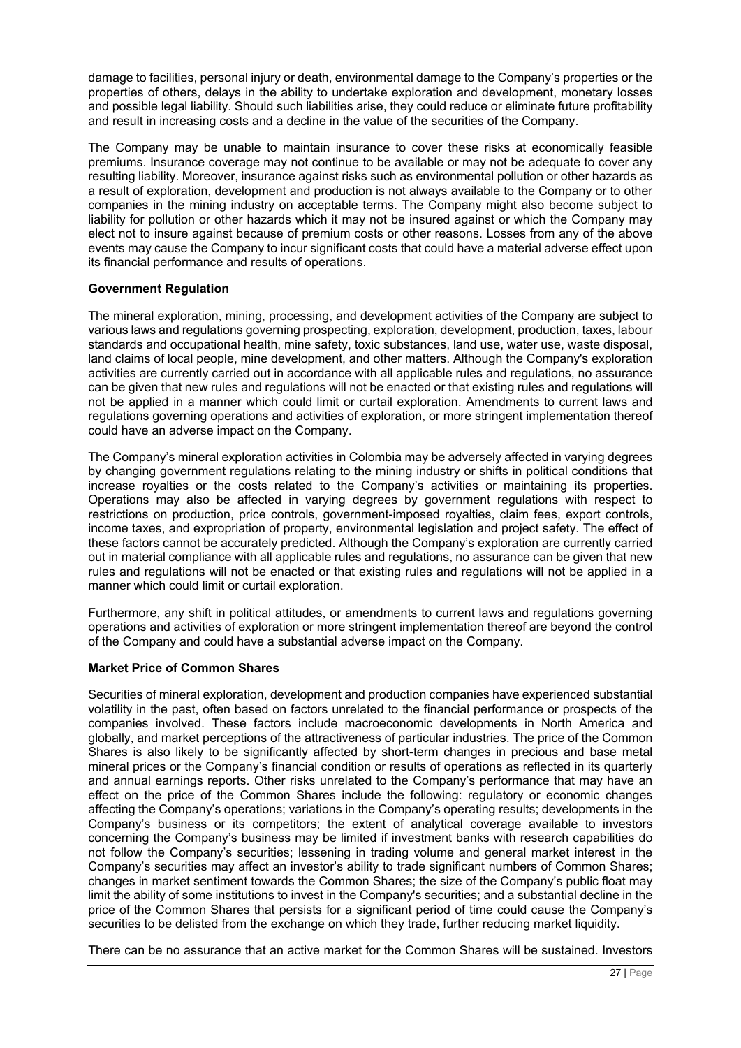damage to facilities, personal injury or death, environmental damage to the Company's properties or the properties of others, delays in the ability to undertake exploration and development, monetary losses and possible legal liability. Should such liabilities arise, they could reduce or eliminate future profitability and result in increasing costs and a decline in the value of the securities of the Company.

The Company may be unable to maintain insurance to cover these risks at economically feasible premiums. Insurance coverage may not continue to be available or may not be adequate to cover any resulting liability. Moreover, insurance against risks such as environmental pollution or other hazards as a result of exploration, development and production is not always available to the Company or to other companies in the mining industry on acceptable terms. The Company might also become subject to liability for pollution or other hazards which it may not be insured against or which the Company may elect not to insure against because of premium costs or other reasons. Losses from any of the above events may cause the Company to incur significant costs that could have a material adverse effect upon its financial performance and results of operations.

**Government Regulation**

The mineral exploration, mining, processing, and development activities of the Company are subject to various laws and regulations governing prospecting, exploration, development, production, taxes, labour standards and occupational health, mine safety, toxic substances, land use, water use, waste disposal, land claims of local people, mine development, and other matters. Although the Company's exploration activities are currently carried out in accordance with all applicable rules and regulations, no assurance can be given that new rules and regulations will not be enacted or that existing rules and regulations will not be applied in a manner which could limit or curtail exploration. Amendments to current laws and regulations governing operations and activities of exploration, or more stringent implementation thereof could have an adverse impact on the Company.

The Company's mineral exploration activities in Colombia may be adversely affected in varying degrees by changing government regulations relating to the mining industry or shifts in political conditions that increase royalties or the costs related to the Company's activities or maintaining its properties. Operations may also be affected in varying degrees by government regulations with respect to restrictions on production, price controls, government-imposed royalties, claim fees, export controls, income taxes, and expropriation of property, environmental legislation and project safety. The effect of these factors cannot be accurately predicted. Although the Company's exploration are currently carried out in material compliance with all applicable rules and regulations, no assurance can be given that new rules and regulations will not be enacted or that existing rules and regulations will not be applied in a manner which could limit or curtail exploration.

Furthermore, any shift in political attitudes, or amendments to current laws and regulations governing operations and activities of exploration or more stringent implementation thereof are beyond the control of the Company and could have a substantial adverse impact on the Company.

**Market Price of Common Shares**

Securities of mineral exploration, development and production companies have experienced substantial volatility in the past, often based on factors unrelated to the financial performance or prospects of the companies involved. These factors include macroeconomic developments in North America and globally, and market perceptions of the attractiveness of particular industries. The price of the Common Shares is also likely to be significantly affected by short-term changes in precious and base metal mineral prices or the Company's financial condition or results of operations as reflected in its quarterly and annual earnings reports. Other risks unrelated to the Company's performance that may have an effect on the price of the Common Shares include the following: regulatory or economic changes affecting the Company's operations; variations in the Company's operating results; developments in the Company's business or its competitors; the extent of analytical coverage available to investors concerning the Company's business may be limited if investment banks with research capabilities do not follow the Company's securities; lessening in trading volume and general market interest in the Company's securities may affect an investor's ability to trade significant numbers of Common Shares; changes in market sentiment towards the Common Shares; the size of the Company's public float may limit the ability of some institutions to invest in the Company's securities; and a substantial decline in the price of the Common Shares that persists for a significant period of time could cause the Company's securities to be delisted from the exchange on which they trade, further reducing market liquidity.

There can be no assurance that an active market for the Common Shares will be sustained. Investors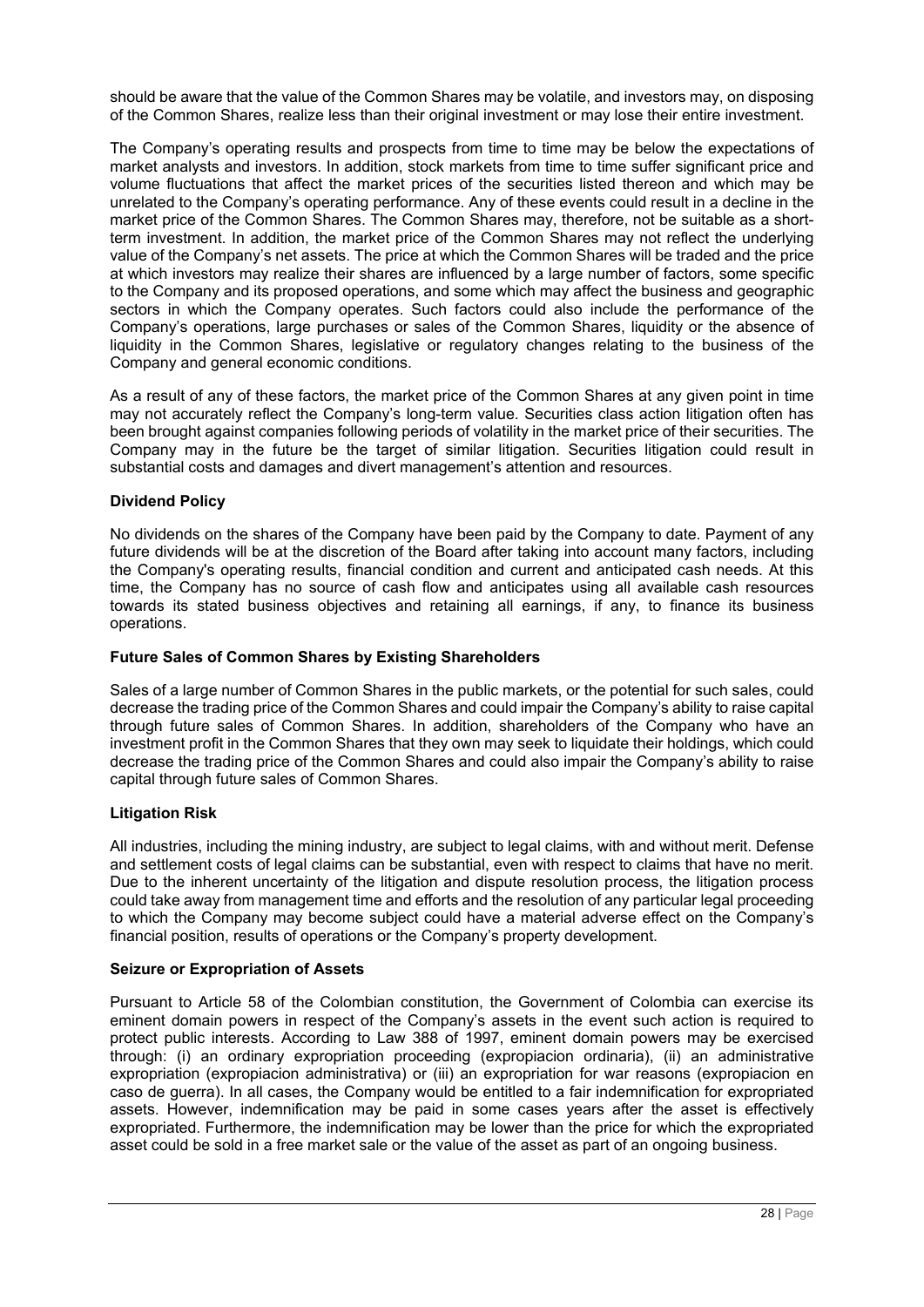should be aware that the value of the Common Shares may be volatile, and investors may, on disposing of the Common Shares, realize less than their original investment or may lose their entire investment.

The Company's operating results and prospects from time to time may be below the expectations of market analysts and investors. In addition, stock markets from time to time suffer significant price and volume fluctuations that affect the market prices of the securities listed thereon and which may be unrelated to the Company's operating performance. Any of these events could result in a decline in the market price of the Common Shares. The Common Shares may, therefore, not be suitable as a short-term investment. In addition, the market price of the Common Shares may not reflect the underlying value of the Company's net assets. The price at which the Common Shares will be traded and the price at which investors may realize their shares are influenced by a large number of factors, some specific to the Company and its proposed operations, and some which may affect the business and geographic sectors in which the Company operates. Such factors could also include the performance of the Company's operations, large purchases or sales of the Common Shares, liquidity or the absence of liquidity in the Common Shares, legislative or regulatory changes relating to the business of the Company and general economic conditions.

As a result of any of these factors, the market price of the Common Shares at any given point in time may not accurately reflect the Company's long-term value. Securities class action litigation often has been brought against companies following periods of volatility in the market price of their securities. The Company may in the future be the target of similar litigation. Securities litigation could result in substantial costs and damages and divert management's attention and resources.

**Dividend Policy**

No dividends on the shares of the Company have been paid by the Company to date. Payment of any future dividends will be at the discretion of the Board after taking into account many factors, including the Company's operating results, financial condition and current and anticipated cash needs. At this time, the Company has no source of cash flow and anticipates using all available cash resources towards its stated business objectives and retaining all earnings, if any, to finance its business operations.

**Future Sales of Common Shares by Existing Shareholders**

Sales of a large number of Common Shares in the public markets, or the potential for such sales, could decrease the trading price of the Common Shares and could impair the Company's ability to raise capital through future sales of Common Shares. In addition, shareholders of the Company who have an investment profit in the Common Shares that they own may seek to liquidate their holdings, which could decrease the trading price of the Common Shares and could also impair the Company's ability to raise capital through future sales of Common Shares.

**Litigation Risk**

All industries, including the mining industry, are subject to legal claims, with and without merit. Defense and settlement costs of legal claims can be substantial, even with respect to claims that have no merit. Due to the inherent uncertainty of the litigation and dispute resolution process, the litigation process could take away from management time and efforts and the resolution of any particular legal proceeding to which the Company may become subject could have a material adverse effect on the Company's financial position, results of operations or the Company's property development.

**Seizure or Expropriation of Assets**

Pursuant to Article 58 of the Colombian constitution, the Government of Colombia can exercise its eminent domain powers in respect of the Company's assets in the event such action is required to protect public interests. According to Law 388 of 1997, eminent domain powers may be exercised through: (i) an ordinary expropriation proceeding (expropiacion ordinaria), (ii) an administrative expropriation (expropiacion administrativa) or (iii) an expropriation for war reasons (expropiacion en caso de guerra). In all cases, the Company would be entitled to a fair indemnification for expropriated assets. However, indemnification may be paid in some cases years after the asset is effectively expropriated. Furthermore, the indemnification may be lower than the price for which the expropriated asset could be sold in a free market sale or the value of the asset as part of an ongoing business.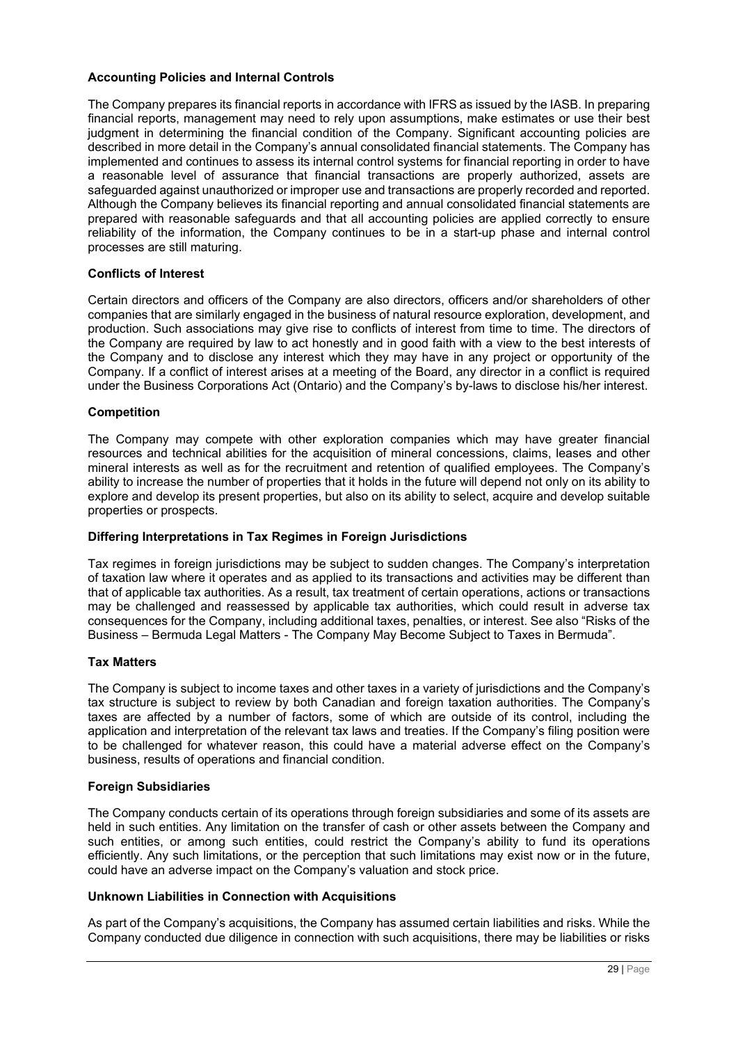**Accounting Policies and Internal Controls**

The Company prepares its financial reports in accordance with IFRS as issued by the IASB. In preparing financial reports, management may need to rely upon assumptions, make estimates or use their best judgment in determining the financial condition of the Company. Significant accounting policies are described in more detail in the Company's annual consolidated financial statements. The Company has implemented and continues to assess its internal control systems for financial reporting in order to have a reasonable level of assurance that financial transactions are properly authorized, assets are safeguarded against unauthorized or improper use and transactions are properly recorded and reported. Although the Company believes its financial reporting and annual consolidated financial statements are prepared with reasonable safeguards and that all accounting policies are applied correctly to ensure reliability of the information, the Company continues to be in a start-up phase and internal control processes are still maturing.

**Conflicts of Interest**

Certain directors and officers of the Company are also directors, officers and/or shareholders of other companies that are similarly engaged in the business of natural resource exploration, development, and production. Such associations may give rise to conflicts of interest from time to time. The directors of the Company are required by law to act honestly and in good faith with a view to the best interests of the Company and to disclose any interest which they may have in any project or opportunity of the Company. If a conflict of interest arises at a meeting of the Board, any director in a conflict is required under the Business Corporations Act (Ontario) and the Company's by-laws to disclose his/her interest.

**Competition**

The Company may compete with other exploration companies which may have greater financial resources and technical abilities for the acquisition of mineral concessions, claims, leases and other mineral interests as well as for the recruitment and retention of qualified employees. The Company's ability to increase the number of properties that it holds in the future will depend not only on its ability to explore and develop its present properties, but also on its ability to select, acquire and develop suitable properties or prospects.

**Differing Interpretations in Tax Regimes in Foreign Jurisdictions**

Tax regimes in foreign jurisdictions may be subject to sudden changes. The Company's interpretation of taxation law where it operates and as applied to its transactions and activities may be different than that of applicable tax authorities. As a result, tax treatment of certain operations, actions or transactions may be challenged and reassessed by applicable tax authorities, which could result in adverse tax consequences for the Company, including additional taxes, penalties, or interest. See also "Risks of the Business – Bermuda Legal Matters - The Company May Become Subject to Taxes in Bermuda".

**Tax Matters**

The Company is subject to income taxes and other taxes in a variety of jurisdictions and the Company's tax structure is subject to review by both Canadian and foreign taxation authorities. The Company's taxes are affected by a number of factors, some of which are outside of its control, including the application and interpretation of the relevant tax laws and treaties. If the Company's filing position were to be challenged for whatever reason, this could have a material adverse effect on the Company's business, results of operations and financial condition.

**Foreign Subsidiaries**

The Company conducts certain of its operations through foreign subsidiaries and some of its assets are held in such entities. Any limitation on the transfer of cash or other assets between the Company and such entities, or among such entities, could restrict the Company's ability to fund its operations efficiently. Any such limitations, or the perception that such limitations may exist now or in the future, could have an adverse impact on the Company's valuation and stock price.

**Unknown Liabilities in Connection with Acquisitions**

As part of the Company's acquisitions, the Company has assumed certain liabilities and risks. While the Company conducted due diligence in connection with such acquisitions, there may be liabilities or risks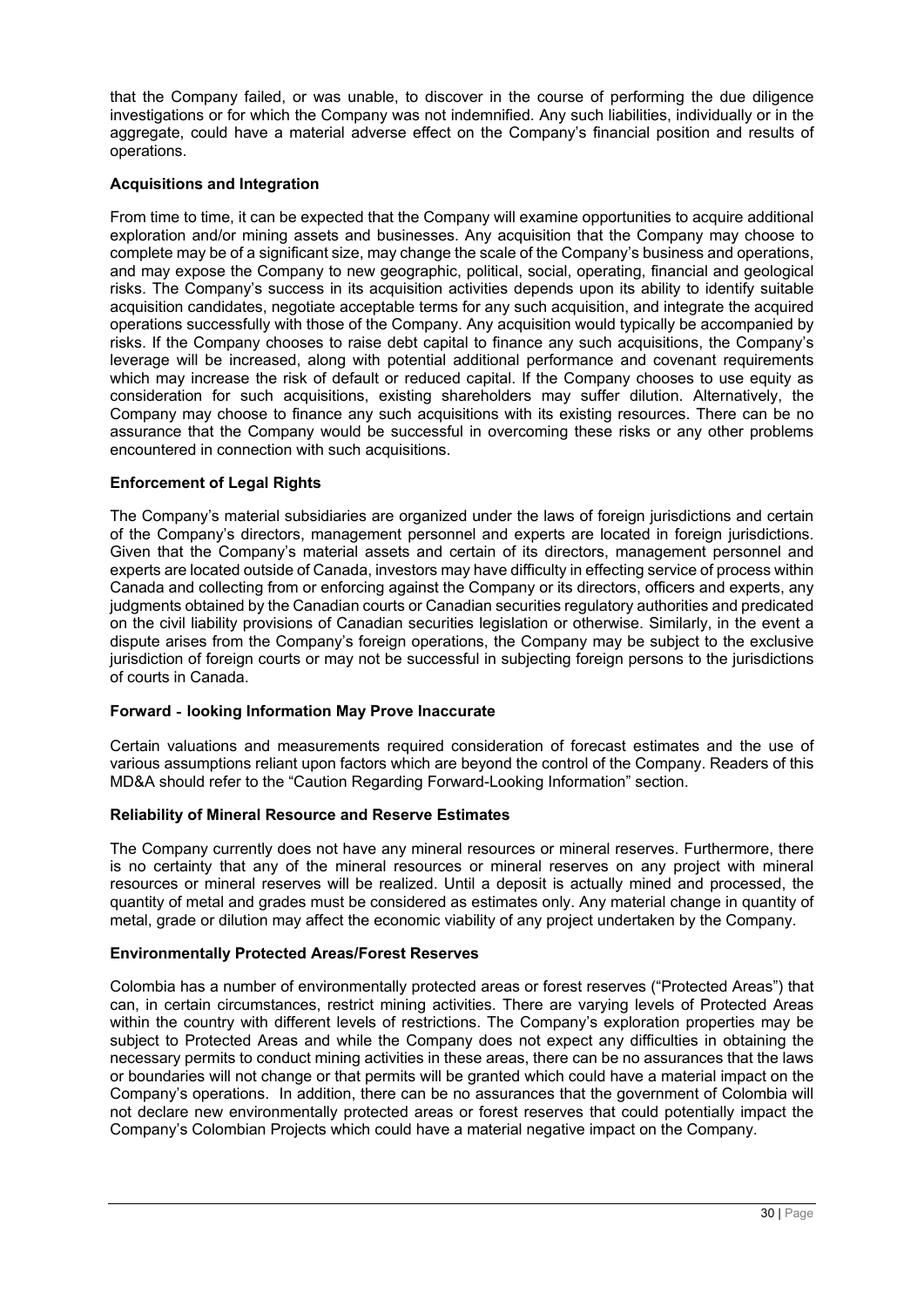that the Company failed, or was unable, to discover in the course of performing the due diligence investigations or for which the Company was not indemnified. Any such liabilities, individually or in the aggregate, could have a material adverse effect on the Company's financial position and results of operations.

**Acquisitions and Integration**

From time to time, it can be expected that the Company will examine opportunities to acquire additional exploration and/or mining assets and businesses. Any acquisition that the Company may choose to complete may be of a significant size, may change the scale of the Company's business and operations, and may expose the Company to new geographic, political, social, operating, financial and geological risks. The Company's success in its acquisition activities depends upon its ability to identify suitable acquisition candidates, negotiate acceptable terms for any such acquisition, and integrate the acquired operations successfully with those of the Company. Any acquisition would typically be accompanied by risks. If the Company chooses to raise debt capital to finance any such acquisitions, the Company's leverage will be increased, along with potential additional performance and covenant requirements which may increase the risk of default or reduced capital. If the Company chooses to use equity as consideration for such acquisitions, existing shareholders may suffer dilution. Alternatively, the Company may choose to finance any such acquisitions with its existing resources. There can be no assurance that the Company would be successful in overcoming these risks or any other problems encountered in connection with such acquisitions.

**Enforcement of Legal Rights**

The Company's material subsidiaries are organized under the laws of foreign jurisdictions and certain of the Company's directors, management personnel and experts are located in foreign jurisdictions. Given that the Company's material assets and certain of its directors, management personnel and experts are located outside of Canada, investors may have difficulty in effecting service of process within Canada and collecting from or enforcing against the Company or its directors, officers and experts, any judgments obtained by the Canadian courts or Canadian securities regulatory authorities and predicated on the civil liability provisions of Canadian securities legislation or otherwise. Similarly, in the event a dispute arises from the Company's foreign operations, the Company may be subject to the exclusive jurisdiction of foreign courts or may not be successful in subjecting foreign persons to the jurisdictions of courts in Canada.

**Forward - looking Information May Prove Inaccurate**

Certain valuations and measurements required consideration of forecast estimates and the use of various assumptions reliant upon factors which are beyond the control of the Company. Readers of this MD&A should refer to the "Caution Regarding Forward-Looking Information" section.

**Reliability of Mineral Resource and Reserve Estimates**

The Company currently does not have any mineral resources or mineral reserves. Furthermore, there is no certainty that any of the mineral resources or mineral reserves on any project with mineral resources or mineral reserves will be realized. Until a deposit is actually mined and processed, the quantity of metal and grades must be considered as estimates only. Any material change in quantity of metal, grade or dilution may affect the economic viability of any project undertaken by the Company.

**Environmentally Protected Areas/Forest Reserves**

Colombia has a number of environmentally protected areas or forest reserves ("Protected Areas") that can, in certain circumstances, restrict mining activities. There are varying levels of Protected Areas within the country with different levels of restrictions. The Company's exploration properties may be subject to Protected Areas and while the Company does not expect any difficulties in obtaining the necessary permits to conduct mining activities in these areas, there can be no assurances that the laws or boundaries will not change or that permits will be granted which could have a material impact on the Company's operations. In addition, there can be no assurances that the government of Colombia will not declare new environmentally protected areas or forest reserves that could potentially impact the Company's Colombian Projects which could have a material negative impact on the Company.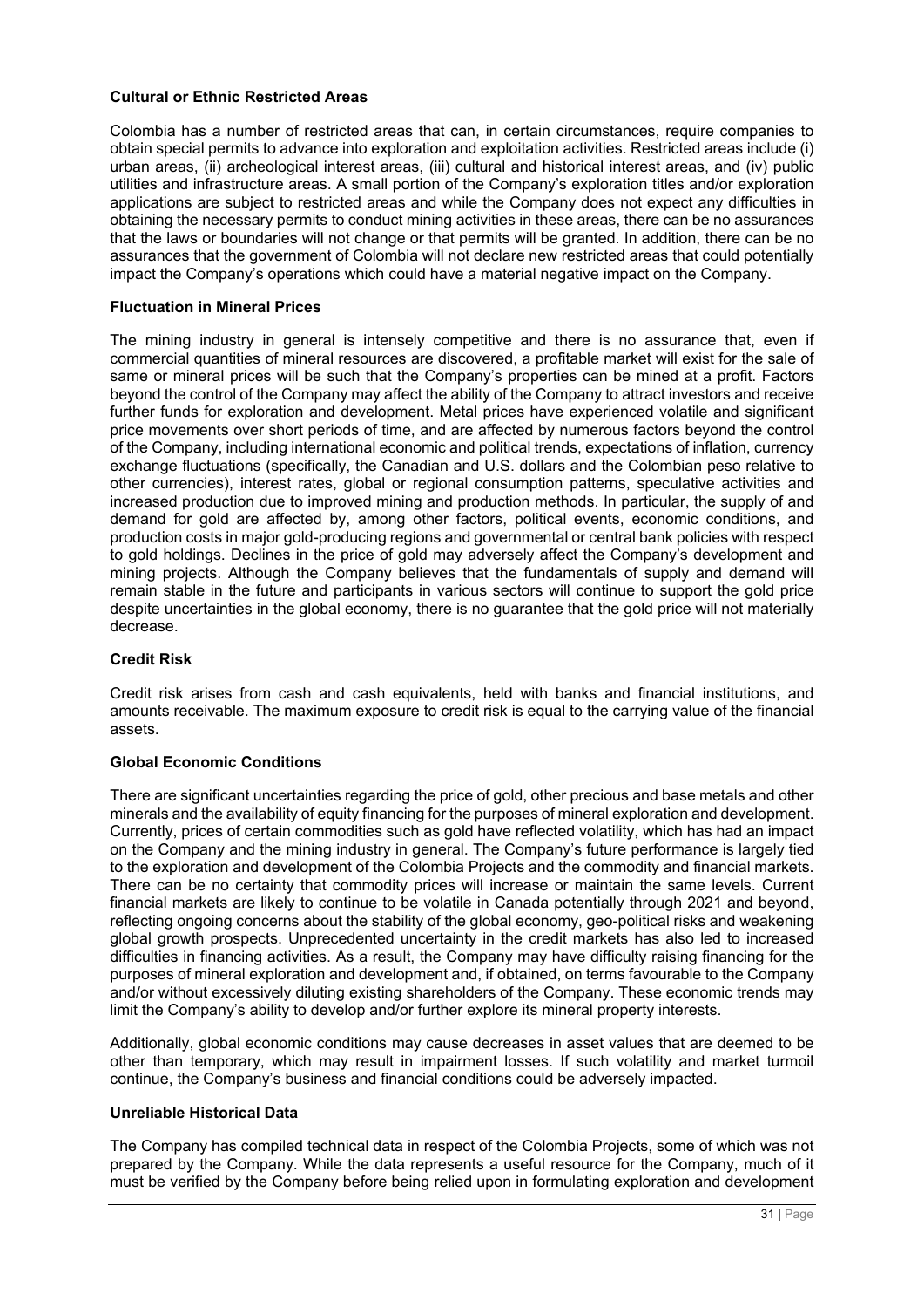### Cultural or Ethnic Restricted Areas

Colombia has a number of restricted areas that can, in certain circumstances, require companies to obtain special permits to advance into exploration and exploitation activities. Restricted areas include (i) urban areas, (ii) archeological interest areas, (iii) cultural and historical interest areas, and (iv) public utilities and infrastructure areas. A small portion of the Company's exploration titles and/or exploration applications are subject to restricted areas and while the Company does not expect any difficulties in obtaining the necessary permits to conduct mining activities in these areas, there can be no assurances that the laws or boundaries will not change or that permits will be granted. In addition, there can be no assurances that the government of Colombia will not declare new restricted areas that could potentially impact the Company's operations which could have a material negative impact on the Company.

### Fluctuation in Mineral Prices

The mining industry in general is intensely competitive and there is no assurance that, even if commercial quantities of mineral resources are discovered, a profitable market will exist for the sale of same or mineral prices will be such that the Company's properties can be mined at a profit. Factors beyond the control of the Company may affect the ability of the Company to attract investors and receive further funds for exploration and development. Metal prices have experienced volatile and significant price movements over short periods of time, and are affected by numerous factors beyond the control of the Company, including international economic and political trends, expectations of inflation, currency exchange fluctuations (specifically, the Canadian and U.S. dollars and the Colombian peso relative to other currencies), interest rates, global or regional consumption patterns, speculative activities and increased production due to improved mining and production methods. In particular, the supply of and demand for gold are affected by, among other factors, political events, economic conditions, and production costs in major gold-producing regions and governmental or central bank policies with respect to gold holdings. Declines in the price of gold may adversely affect the Company's development and mining projects. Although the Company believes that the fundamentals of supply and demand will remain stable in the future and participants in various sectors will continue to support the gold price despite uncertainties in the global economy, there is no guarantee that the gold price will not materially decrease.

### Credit Risk

Credit risk arises from cash and cash equivalents, held with banks and financial institutions, and amounts receivable. The maximum exposure to credit risk is equal to the carrying value of the financial assets.

### Global Economic Conditions

There are significant uncertainties regarding the price of gold, other precious and base metals and other minerals and the availability of equity financing for the purposes of mineral exploration and development. Currently, prices of certain commodities such as gold have reflected volatility, which has had an impact on the Company and the mining industry in general. The Company's future performance is largely tied to the exploration and development of the Colombia Projects and the commodity and financial markets. There can be no certainty that commodity prices will increase or maintain the same levels. Current financial markets are likely to continue to be volatile in Canada potentially through 2021 and beyond, reflecting ongoing concerns about the stability of the global economy, geo-political risks and weakening global growth prospects. Unprecedented uncertainty in the credit markets has also led to increased difficulties in financing activities. As a result, the Company may have difficulty raising financing for the purposes of mineral exploration and development and, if obtained, on terms favourable to the Company and/or without excessively diluting existing shareholders of the Company. These economic trends may limit the Company's ability to develop and/or further explore its mineral property interests.

Additionally, global economic conditions may cause decreases in asset values that are deemed to be other than temporary, which may result in impairment losses. If such volatility and market turmoil continue, the Company's business and financial conditions could be adversely impacted.

### Unreliable Historical Data

The Company has compiled technical data in respect of the Colombia Projects, some of which was not prepared by the Company. While the data represents a useful resource for the Company, much of it must be verified by the Company before being relied upon in formulating exploration and development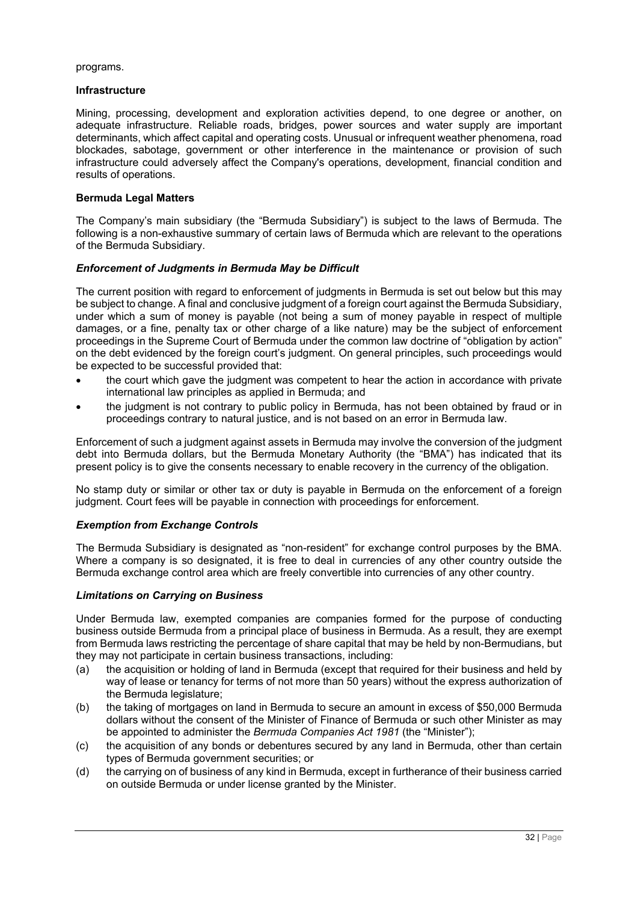programs.

**Infrastructure**

Mining, processing, development and exploration activities depend, to one degree or another, on adequate infrastructure. Reliable roads, bridges, power sources and water supply are important determinants, which affect capital and operating costs. Unusual or infrequent weather phenomena, road blockades, sabotage, government or other interference in the maintenance or provision of such infrastructure could adversely affect the Company's operations, development, financial condition and results of operations.

**Bermuda Legal Matters**

The Company's main subsidiary (the "Bermuda Subsidiary") is subject to the laws of Bermuda. The following is a non-exhaustive summary of certain laws of Bermuda which are relevant to the operations of the Bermuda Subsidiary.

***Enforcement of Judgments in Bermuda May be Difficult***

The current position with regard to enforcement of judgments in Bermuda is set out below but this may be subject to change. A final and conclusive judgment of a foreign court against the Bermuda Subsidiary, under which a sum of money is payable (not being a sum of money payable in respect of multiple damages, or a fine, penalty tax or other charge of a like nature) may be the subject of enforcement proceedings in the Supreme Court of Bermuda under the common law doctrine of "obligation by action" on the debt evidenced by the foreign court's judgment. On general principles, such proceedings would be expected to be successful provided that:

- the court which gave the judgment was competent to hear the action in accordance with private international law principles as applied in Bermuda; and
- the judgment is not contrary to public policy in Bermuda, has not been obtained by fraud or in proceedings contrary to natural justice, and is not based on an error in Bermuda law.

Enforcement of such a judgment against assets in Bermuda may involve the conversion of the judgment debt into Bermuda dollars, but the Bermuda Monetary Authority (the "BMA") has indicated that its present policy is to give the consents necessary to enable recovery in the currency of the obligation.

No stamp duty or similar or other tax or duty is payable in Bermuda on the enforcement of a foreign judgment. Court fees will be payable in connection with proceedings for enforcement.

***Exemption from Exchange Controls***

The Bermuda Subsidiary is designated as "non-resident" for exchange control purposes by the BMA. Where a company is so designated, it is free to deal in currencies of any other country outside the Bermuda exchange control area which are freely convertible into currencies of any other country.

***Limitations on Carrying on Business***

Under Bermuda law, exempted companies are companies formed for the purpose of conducting business outside Bermuda from a principal place of business in Bermuda. As a result, they are exempt from Bermuda laws restricting the percentage of share capital that may be held by non-Bermudians, but they may not participate in certain business transactions, including:

(a) the acquisition or holding of land in Bermuda (except that required for their business and held by way of lease or tenancy for terms of not more than 50 years) without the express authorization of the Bermuda legislature;

(b) the taking of mortgages on land in Bermuda to secure an amount in excess of $50,000 Bermuda dollars without the consent of the Minister of Finance of Bermuda or such other Minister as may be appointed to administer the *Bermuda Companies Act 1981* (the "Minister");

(c) the acquisition of any bonds or debentures secured by any land in Bermuda, other than certain types of Bermuda government securities; or

(d) the carrying on of business of any kind in Bermuda, except in furtherance of their business carried on outside Bermuda or under license granted by the Minister.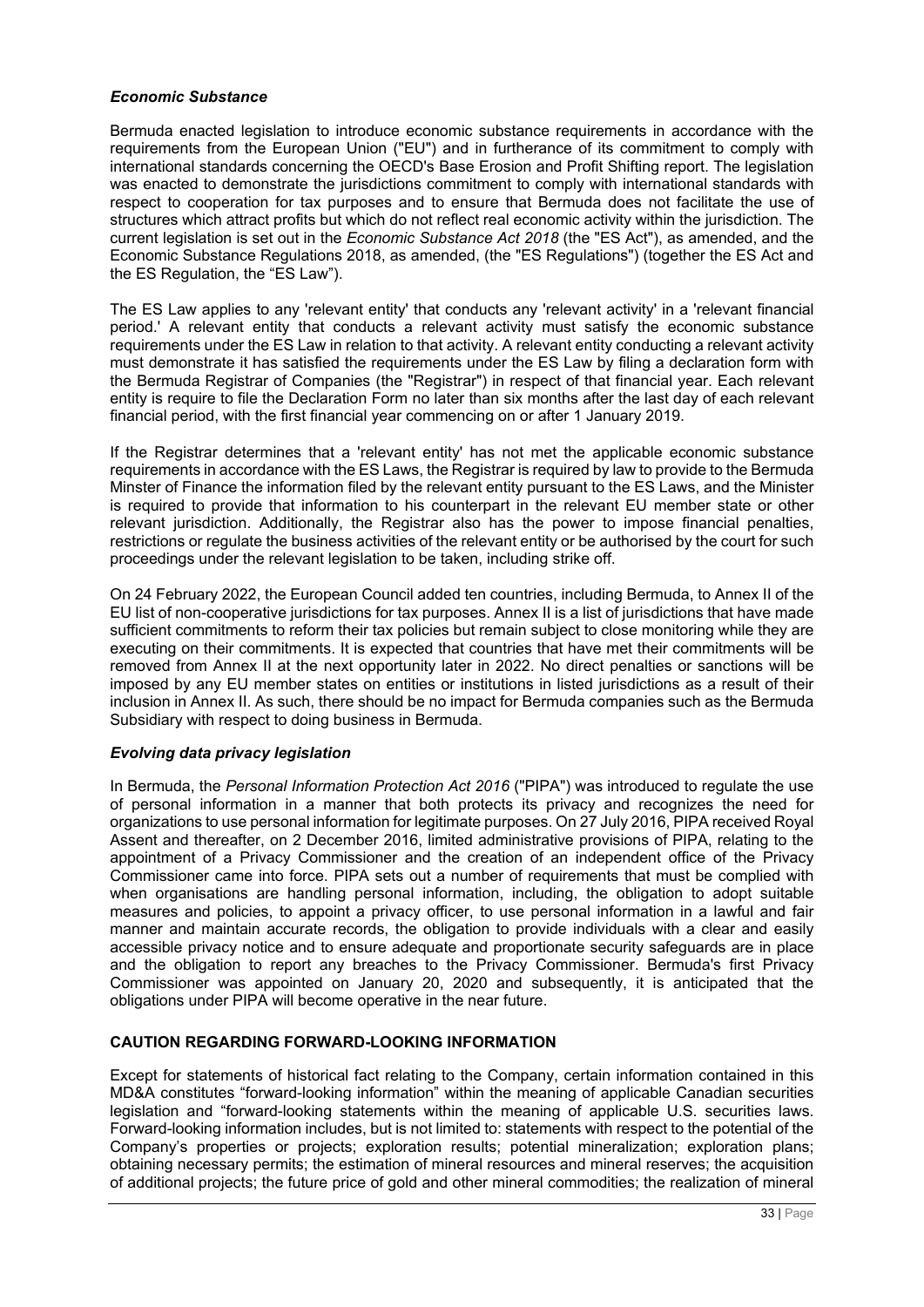### *Economic Substance*

Bermuda enacted legislation to introduce economic substance requirements in accordance with the requirements from the European Union ("EU") and in furtherance of its commitment to comply with international standards concerning the OECD's Base Erosion and Profit Shifting report. The legislation was enacted to demonstrate the jurisdictions commitment to comply with international standards with respect to cooperation for tax purposes and to ensure that Bermuda does not facilitate the use of structures which attract profits but which do not reflect real economic activity within the jurisdiction. The current legislation is set out in the *Economic Substance Act 2018* (the "ES Act"), as amended, and the Economic Substance Regulations 2018, as amended, (the "ES Regulations") (together the ES Act and the ES Regulation, the "ES Law").

The ES Law applies to any 'relevant entity' that conducts any 'relevant activity' in a 'relevant financial period.' A relevant entity that conducts a relevant activity must satisfy the economic substance requirements under the ES Law in relation to that activity. A relevant entity conducting a relevant activity must demonstrate it has satisfied the requirements under the ES Law by filing a declaration form with the Bermuda Registrar of Companies (the "Registrar") in respect of that financial year. Each relevant entity is require to file the Declaration Form no later than six months after the last day of each relevant financial period, with the first financial year commencing on or after 1 January 2019.

If the Registrar determines that a 'relevant entity' has not met the applicable economic substance requirements in accordance with the ES Laws, the Registrar is required by law to provide to the Bermuda Minster of Finance the information filed by the relevant entity pursuant to the ES Laws, and the Minister is required to provide that information to his counterpart in the relevant EU member state or other relevant jurisdiction. Additionally, the Registrar also has the power to impose financial penalties, restrictions or regulate the business activities of the relevant entity or be authorised by the court for such proceedings under the relevant legislation to be taken, including strike off.

On 24 February 2022, the European Council added ten countries, including Bermuda, to Annex II of the EU list of non-cooperative jurisdictions for tax purposes. Annex II is a list of jurisdictions that have made sufficient commitments to reform their tax policies but remain subject to close monitoring while they are executing on their commitments. It is expected that countries that have met their commitments will be removed from Annex II at the next opportunity later in 2022. No direct penalties or sanctions will be imposed by any EU member states on entities or institutions in listed jurisdictions as a result of their inclusion in Annex II. As such, there should be no impact for Bermuda companies such as the Bermuda Subsidiary with respect to doing business in Bermuda.

### *Evolving data privacy legislation*

In Bermuda, the *Personal Information Protection Act 2016* ("PIPA") was introduced to regulate the use of personal information in a manner that both protects its privacy and recognizes the need for organizations to use personal information for legitimate purposes. On 27 July 2016, PIPA received Royal Assent and thereafter, on 2 December 2016, limited administrative provisions of PIPA, relating to the appointment of a Privacy Commissioner and the creation of an independent office of the Privacy Commissioner came into force. PIPA sets out a number of requirements that must be complied with when organisations are handling personal information, including, the obligation to adopt suitable measures and policies, to appoint a privacy officer, to use personal information in a lawful and fair manner and maintain accurate records, the obligation to provide individuals with a clear and easily accessible privacy notice and to ensure adequate and proportionate security safeguards are in place and the obligation to report any breaches to the Privacy Commissioner. Bermuda's first Privacy Commissioner was appointed on January 20, 2020 and subsequently, it is anticipated that the obligations under PIPA will become operative in the near future.

## CAUTION REGARDING FORWARD-LOOKING INFORMATION

Except for statements of historical fact relating to the Company, certain information contained in this MD&A constitutes "forward-looking information" within the meaning of applicable Canadian securities legislation and "forward-looking statements within the meaning of applicable U.S. securities laws. Forward-looking information includes, but is not limited to: statements with respect to the potential of the Company's properties or projects; exploration results; potential mineralization; exploration plans; obtaining necessary permits; the estimation of mineral resources and mineral reserves; the acquisition of additional projects; the future price of gold and other mineral commodities; the realization of mineral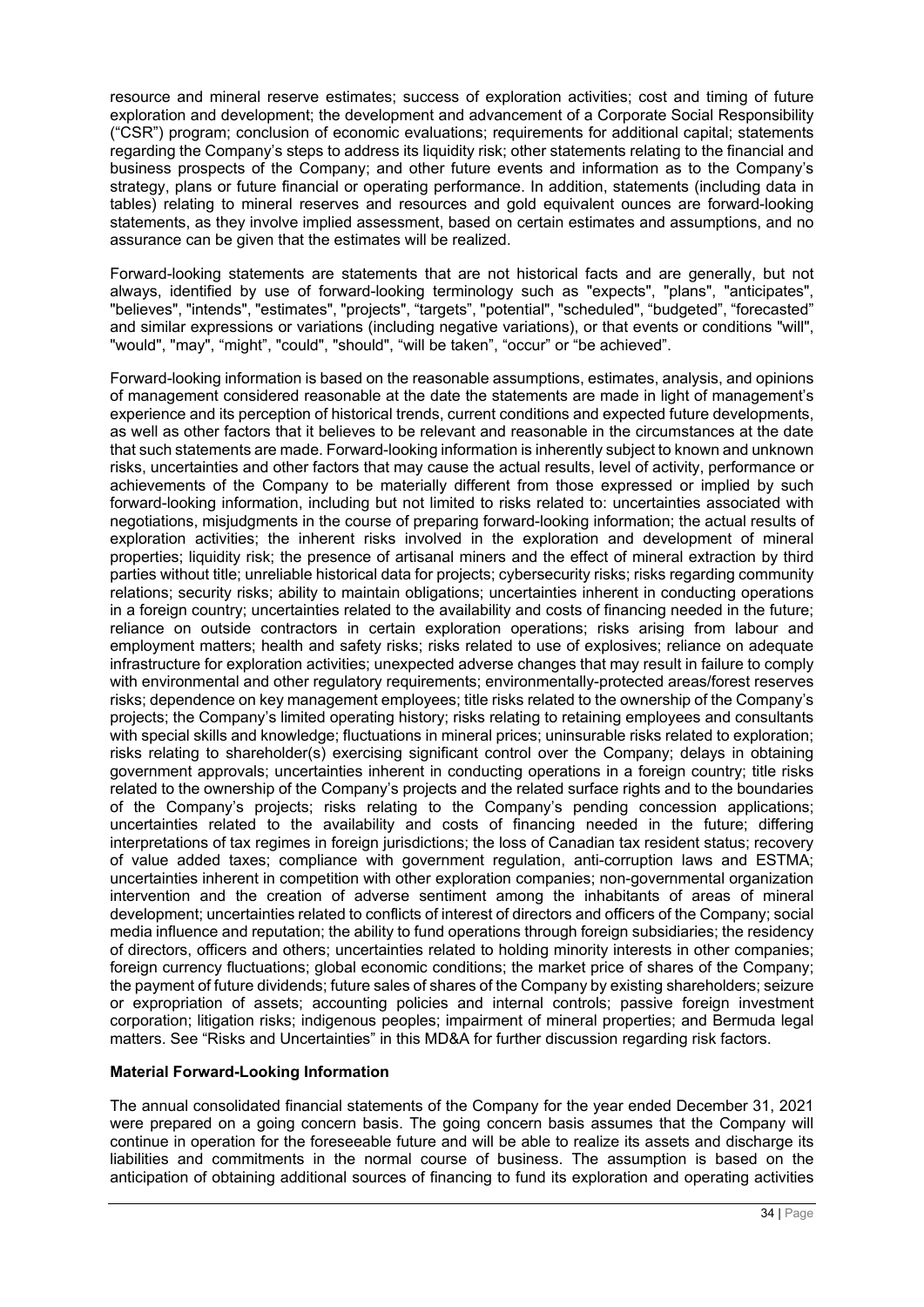resource and mineral reserve estimates; success of exploration activities; cost and timing of future exploration and development; the development and advancement of a Corporate Social Responsibility ("CSR") program; conclusion of economic evaluations; requirements for additional capital; statements regarding the Company's steps to address its liquidity risk; other statements relating to the financial and business prospects of the Company; and other future events and information as to the Company's strategy, plans or future financial or operating performance. In addition, statements (including data in tables) relating to mineral reserves and resources and gold equivalent ounces are forward-looking statements, as they involve implied assessment, based on certain estimates and assumptions, and no assurance can be given that the estimates will be realized.

Forward-looking statements are statements that are not historical facts and are generally, but not always, identified by use of forward-looking terminology such as "expects", "plans", "anticipates", "believes", "intends", "estimates", "projects", "targets", "potential", "scheduled", "budgeted", "forecasted" and similar expressions or variations (including negative variations), or that events or conditions "will", "would", "may", "might", "could", "should", "will be taken", "occur" or "be achieved".

Forward-looking information is based on the reasonable assumptions, estimates, analysis, and opinions of management considered reasonable at the date the statements are made in light of management's experience and its perception of historical trends, current conditions and expected future developments, as well as other factors that it believes to be relevant and reasonable in the circumstances at the date that such statements are made. Forward-looking information is inherently subject to known and unknown risks, uncertainties and other factors that may cause the actual results, level of activity, performance or achievements of the Company to be materially different from those expressed or implied by such forward-looking information, including but not limited to risks related to: uncertainties associated with negotiations, misjudgments in the course of preparing forward-looking information; the actual results of exploration activities; the inherent risks involved in the exploration and development of mineral properties; liquidity risk; the presence of artisanal miners and the effect of mineral extraction by third parties without title; unreliable historical data for projects; cybersecurity risks; risks regarding community relations; security risks; ability to maintain obligations; uncertainties inherent in conducting operations in a foreign country; uncertainties related to the availability and costs of financing needed in the future; reliance on outside contractors in certain exploration operations; risks arising from labour and employment matters; health and safety risks; risks related to use of explosives; reliance on adequate infrastructure for exploration activities; unexpected adverse changes that may result in failure to comply with environmental and other regulatory requirements; environmentally-protected areas/forest reserves risks; dependence on key management employees; title risks related to the ownership of the Company's projects; the Company's limited operating history; risks relating to retaining employees and consultants with special skills and knowledge; fluctuations in mineral prices; uninsurable risks related to exploration; risks relating to shareholder(s) exercising significant control over the Company; delays in obtaining government approvals; uncertainties inherent in conducting operations in a foreign country; title risks related to the ownership of the Company's projects and the related surface rights and to the boundaries of the Company's projects; risks relating to the Company's pending concession applications; uncertainties related to the availability and costs of financing needed in the future; differing interpretations of tax regimes in foreign jurisdictions; the loss of Canadian tax resident status; recovery of value added taxes; compliance with government regulation, anti-corruption laws and ESTMA; uncertainties inherent in competition with other exploration companies; non-governmental organization intervention and the creation of adverse sentiment among the inhabitants of areas of mineral development; uncertainties related to conflicts of interest of directors and officers of the Company; social media influence and reputation; the ability to fund operations through foreign subsidiaries; the residency of directors, officers and others; uncertainties related to holding minority interests in other companies; foreign currency fluctuations; global economic conditions; the market price of shares of the Company; the payment of future dividends; future sales of shares of the Company by existing shareholders; seizure or expropriation of assets; accounting policies and internal controls; passive foreign investment corporation; litigation risks; indigenous peoples; impairment of mineral properties; and Bermuda legal matters. See "Risks and Uncertainties" in this MD&A for further discussion regarding risk factors.

**Material Forward-Looking Information**

The annual consolidated financial statements of the Company for the year ended December 31, 2021 were prepared on a going concern basis. The going concern basis assumes that the Company will continue in operation for the foreseeable future and will be able to realize its assets and discharge its liabilities and commitments in the normal course of business. The assumption is based on the anticipation of obtaining additional sources of financing to fund its exploration and operating activities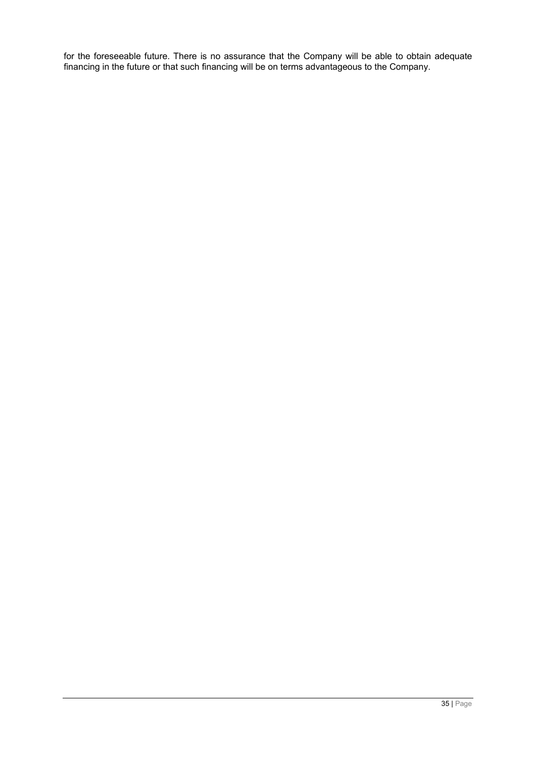for the foreseeable future. There is no assurance that the Company will be able to obtain adequate financing in the future or that such financing will be on terms advantageous to the Company.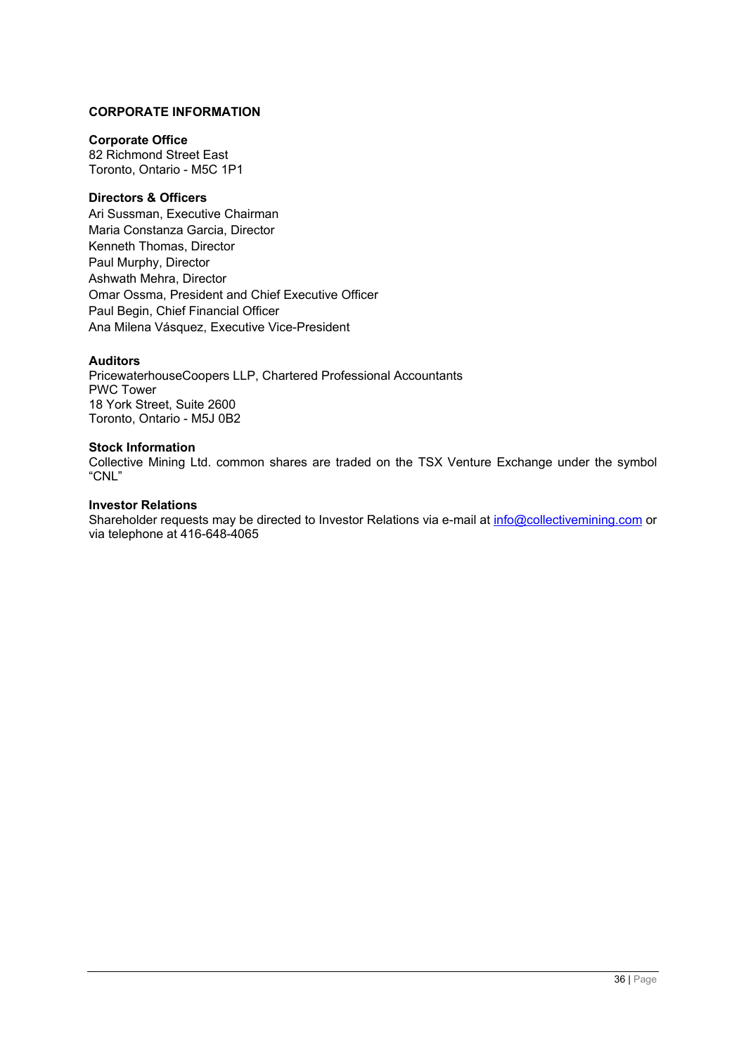## CORPORATE INFORMATION

**Corporate Office**
82 Richmond Street East
Toronto, Ontario - M5C 1P1

**Directors & Officers**
Ari Sussman, Executive Chairman
Maria Constanza Garcia, Director
Kenneth Thomas, Director
Paul Murphy, Director
Ashwath Mehra, Director
Omar Ossma, President and Chief Executive Officer
Paul Begin, Chief Financial Officer
Ana Milena Vásquez, Executive Vice-President

**Auditors**
PricewaterhouseCoopers LLP, Chartered Professional Accountants
PWC Tower
18 York Street, Suite 2600
Toronto, Ontario - M5J 0B2

**Stock Information**
Collective Mining Ltd. common shares are traded on the TSX Venture Exchange under the symbol "CNL"

**Investor Relations**
Shareholder requests may be directed to Investor Relations via e-mail at info@collectivemining.com or via telephone at 416-648-4065